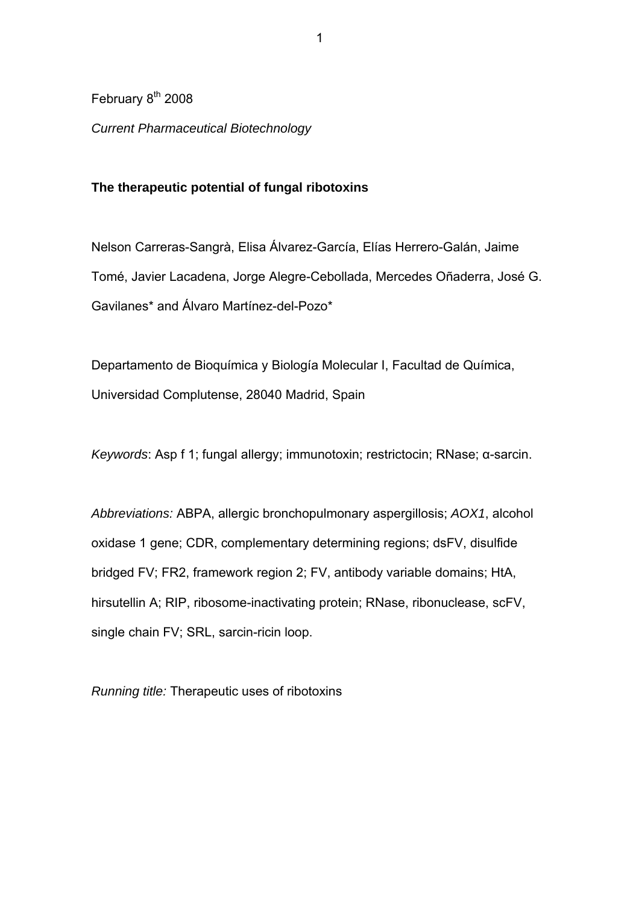February 8th 2008

*Current Pharmaceutical Biotechnology*

**The therapeutic potential of fungal ribotoxins**

Nelson Carreras-Sangrà, Elisa Álvarez-García, Elías Herrero-Galán, Jaime Tomé, Javier Lacadena, Jorge Alegre-Cebollada, Mercedes Oñaderra, José G. Gavilanes* and Álvaro Martínez-del-Pozo*

Departamento de Bioquímica y Biología Molecular I, Facultad de Química, Universidad Complutense, 28040 Madrid, Spain

*Keywords*: Asp f 1; fungal allergy; immunotoxin; restrictocin; RNase; α-sarcin.

*Abbreviations:* ABPA, allergic bronchopulmonary aspergillosis; *AOX1*, alcohol oxidase 1 gene; CDR, complementary determining regions; dsFV, disulfide bridged FV; FR2, framework region 2; FV, antibody variable domains; HtA, hirsutellin A; RIP, ribosome-inactivating protein; RNase, ribonuclease, scFV, single chain FV; SRL, sarcin-ricin loop.

*Running title:* Therapeutic uses of ribotoxins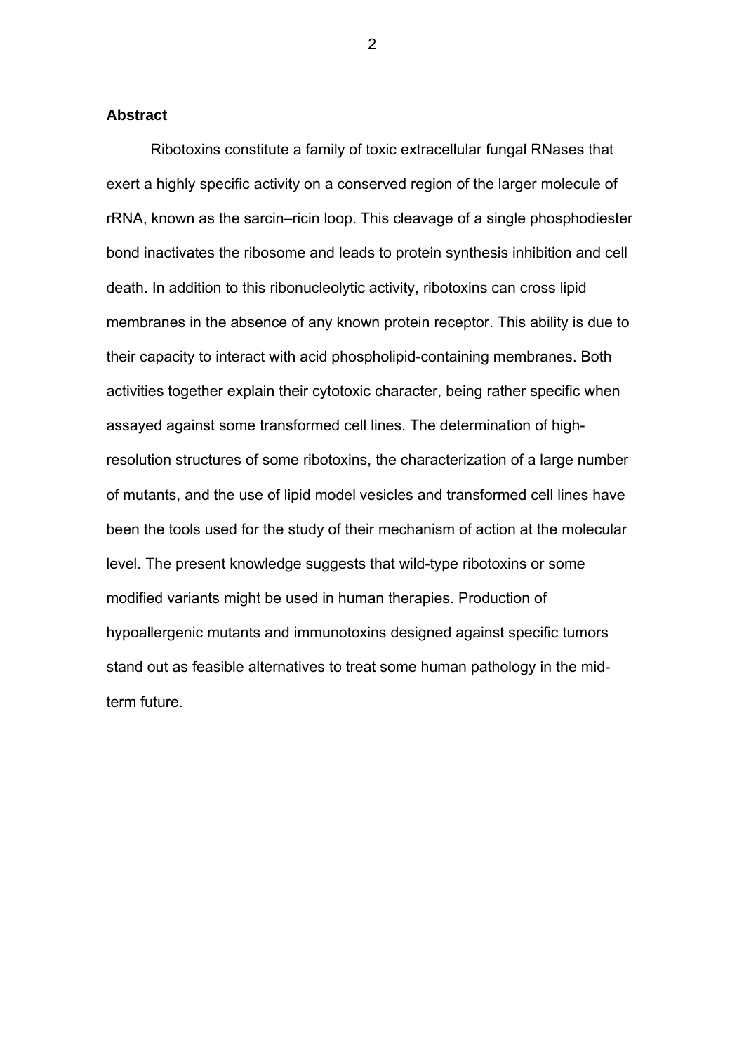## Abstract

Ribotoxins constitute a family of toxic extracellular fungal RNases that exert a highly specific activity on a conserved region of the larger molecule of rRNA, known as the sarcin–ricin loop. This cleavage of a single phosphodiester bond inactivates the ribosome and leads to protein synthesis inhibition and cell death. In addition to this ribonucleolytic activity, ribotoxins can cross lipid membranes in the absence of any known protein receptor. This ability is due to their capacity to interact with acid phospholipid-containing membranes. Both activities together explain their cytotoxic character, being rather specific when assayed against some transformed cell lines. The determination of high-resolution structures of some ribotoxins, the characterization of a large number of mutants, and the use of lipid model vesicles and transformed cell lines have been the tools used for the study of their mechanism of action at the molecular level. The present knowledge suggests that wild-type ribotoxins or some modified variants might be used in human therapies. Production of hypoallergenic mutants and immunotoxins designed against specific tumors stand out as feasible alternatives to treat some human pathology in the mid-term future.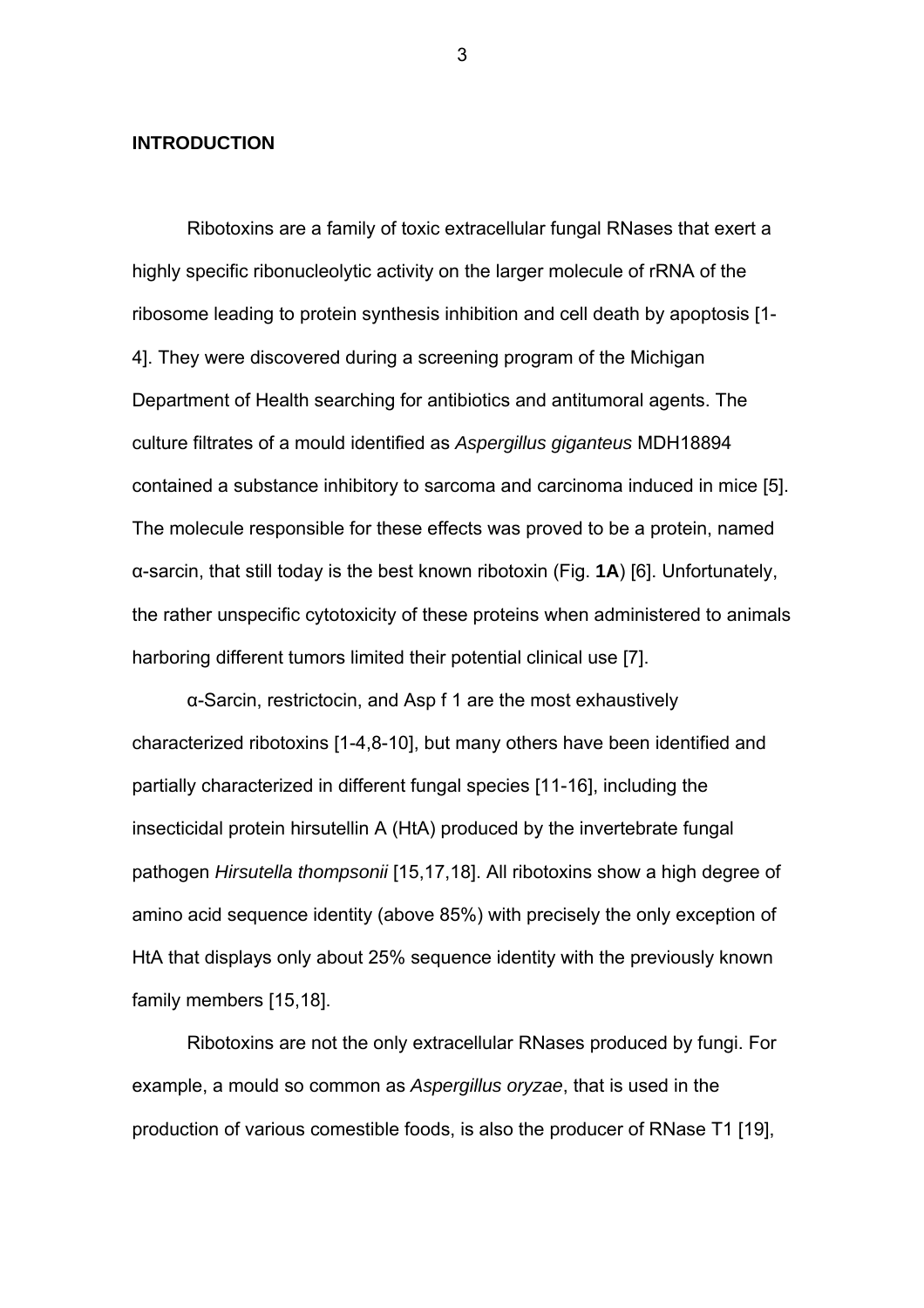## INTRODUCTION

Ribotoxins are a family of toxic extracellular fungal RNases that exert a highly specific ribonucleolytic activity on the larger molecule of rRNA of the ribosome leading to protein synthesis inhibition and cell death by apoptosis [1-4]. They were discovered during a screening program of the Michigan Department of Health searching for antibiotics and antitumoral agents. The culture filtrates of a mould identified as *Aspergillus giganteus* MDH18894 contained a substance inhibitory to sarcoma and carcinoma induced in mice [5]. The molecule responsible for these effects was proved to be a protein, named α-sarcin, that still today is the best known ribotoxin (Fig. **1A**) [6]. Unfortunately, the rather unspecific cytotoxicity of these proteins when administered to animals harboring different tumors limited their potential clinical use [7].

α-Sarcin, restrictocin, and Asp f 1 are the most exhaustively characterized ribotoxins [1-4,8-10], but many others have been identified and partially characterized in different fungal species [11-16], including the insecticidal protein hirsutellin A (HtA) produced by the invertebrate fungal pathogen *Hirsutella thompsonii* [15,17,18]. All ribotoxins show a high degree of amino acid sequence identity (above 85%) with precisely the only exception of HtA that displays only about 25% sequence identity with the previously known family members [15,18].

Ribotoxins are not the only extracellular RNases produced by fungi. For example, a mould so common as *Aspergillus oryzae*, that is used in the production of various comestible foods, is also the producer of RNase T1 [19],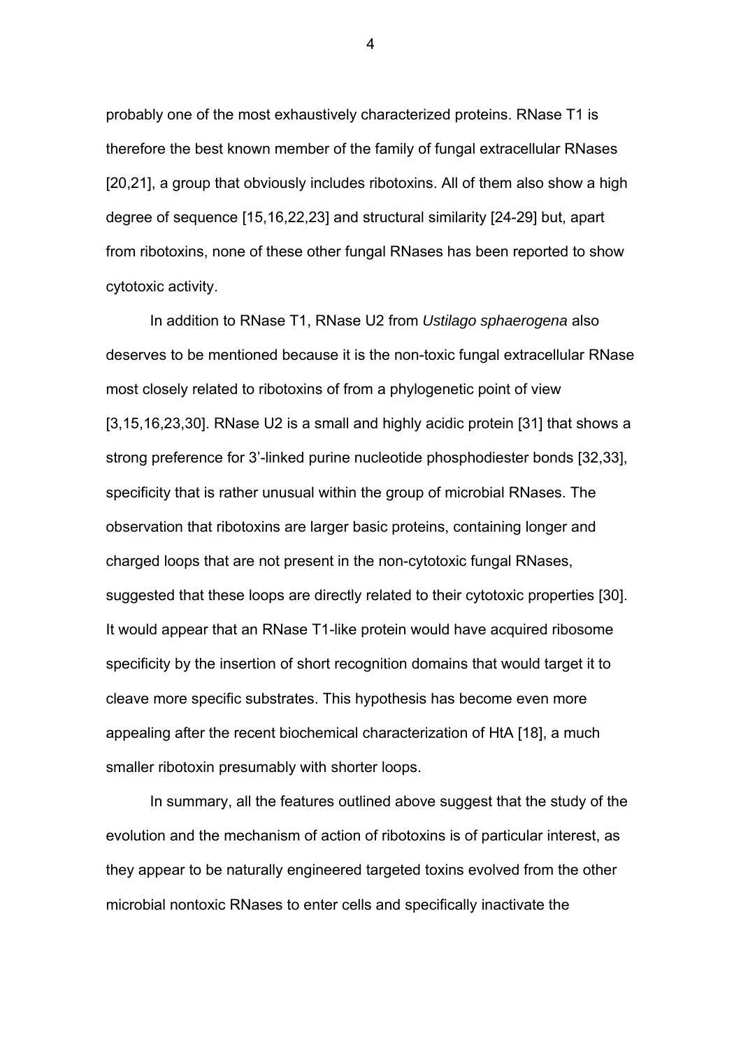probably one of the most exhaustively characterized proteins. RNase T1 is therefore the best known member of the family of fungal extracellular RNases [20,21], a group that obviously includes ribotoxins. All of them also show a high degree of sequence [15,16,22,23] and structural similarity [24-29] but, apart from ribotoxins, none of these other fungal RNases has been reported to show cytotoxic activity.

In addition to RNase T1, RNase U2 from *Ustilago sphaerogena* also deserves to be mentioned because it is the non-toxic fungal extracellular RNase most closely related to ribotoxins of from a phylogenetic point of view [3,15,16,23,30]. RNase U2 is a small and highly acidic protein [31] that shows a strong preference for 3'-linked purine nucleotide phosphodiester bonds [32,33], specificity that is rather unusual within the group of microbial RNases. The observation that ribotoxins are larger basic proteins, containing longer and charged loops that are not present in the non-cytotoxic fungal RNases, suggested that these loops are directly related to their cytotoxic properties [30]. It would appear that an RNase T1-like protein would have acquired ribosome specificity by the insertion of short recognition domains that would target it to cleave more specific substrates. This hypothesis has become even more appealing after the recent biochemical characterization of HtA [18], a much smaller ribotoxin presumably with shorter loops.

In summary, all the features outlined above suggest that the study of the evolution and the mechanism of action of ribotoxins is of particular interest, as they appear to be naturally engineered targeted toxins evolved from the other microbial nontoxic RNases to enter cells and specifically inactivate the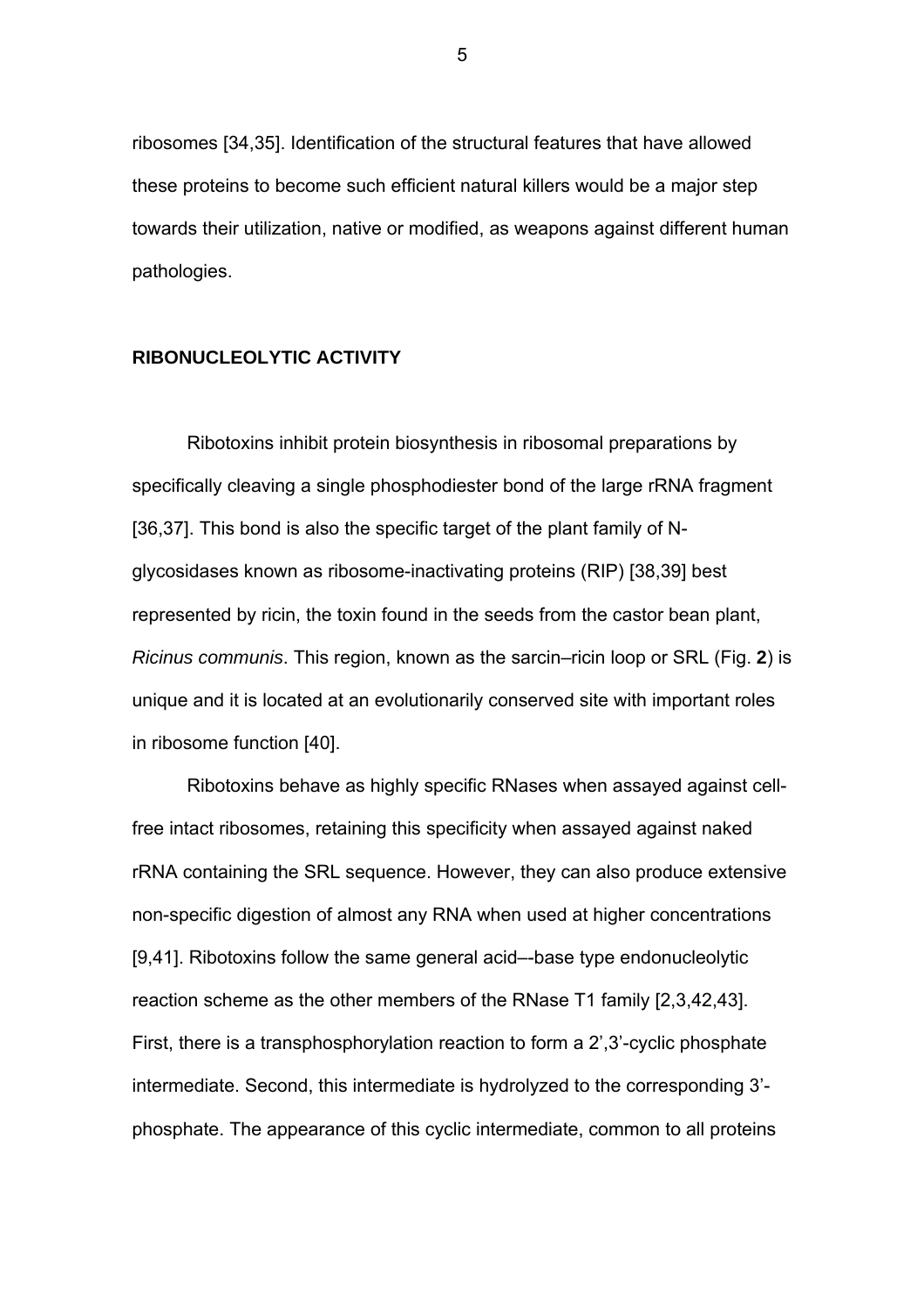ribosomes [34,35]. Identification of the structural features that have allowed these proteins to become such efficient natural killers would be a major step towards their utilization, native or modified, as weapons against different human pathologies.

## RIBONUCLEOLYTIC ACTIVITY

Ribotoxins inhibit protein biosynthesis in ribosomal preparations by specifically cleaving a single phosphodiester bond of the large rRNA fragment [36,37]. This bond is also the specific target of the plant family of N-glycosidases known as ribosome-inactivating proteins (RIP) [38,39] best represented by ricin, the toxin found in the seeds from the castor bean plant, *Ricinus communis*. This region, known as the sarcin–ricin loop or SRL (Fig. **2**) is unique and it is located at an evolutionarily conserved site with important roles in ribosome function [40].

Ribotoxins behave as highly specific RNases when assayed against cell-free intact ribosomes, retaining this specificity when assayed against naked rRNA containing the SRL sequence. However, they can also produce extensive non-specific digestion of almost any RNA when used at higher concentrations [9,41]. Ribotoxins follow the same general acid–-base type endonucleolytic reaction scheme as the other members of the RNase T1 family [2,3,42,43]. First, there is a transphosphorylation reaction to form a 2',3'-cyclic phosphate intermediate. Second, this intermediate is hydrolyzed to the corresponding 3'-phosphate. The appearance of this cyclic intermediate, common to all proteins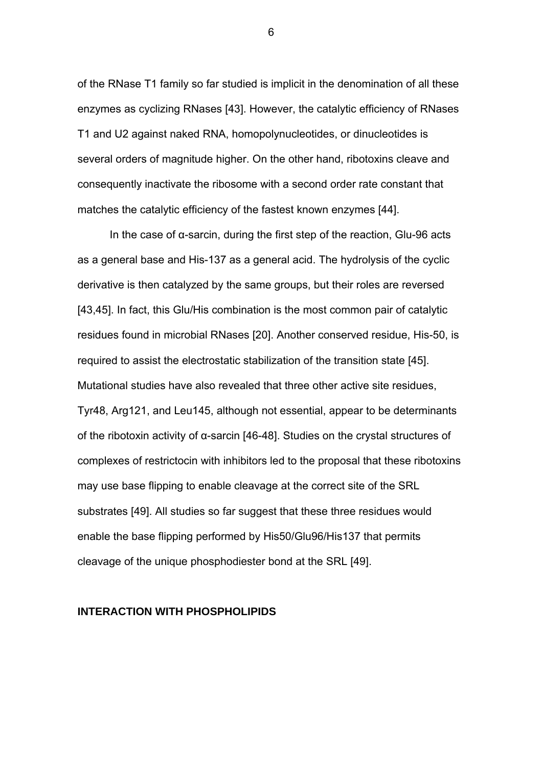of the RNase T1 family so far studied is implicit in the denomination of all these enzymes as cyclizing RNases [43]. However, the catalytic efficiency of RNases T1 and U2 against naked RNA, homopolynucleotides, or dinucleotides is several orders of magnitude higher. On the other hand, ribotoxins cleave and consequently inactivate the ribosome with a second order rate constant that matches the catalytic efficiency of the fastest known enzymes [44].

In the case of α-sarcin, during the first step of the reaction, Glu-96 acts as a general base and His-137 as a general acid. The hydrolysis of the cyclic derivative is then catalyzed by the same groups, but their roles are reversed [43,45]. In fact, this Glu/His combination is the most common pair of catalytic residues found in microbial RNases [20]. Another conserved residue, His-50, is required to assist the electrostatic stabilization of the transition state [45]. Mutational studies have also revealed that three other active site residues, Tyr48, Arg121, and Leu145, although not essential, appear to be determinants of the ribotoxin activity of α-sarcin [46-48]. Studies on the crystal structures of complexes of restrictocin with inhibitors led to the proposal that these ribotoxins may use base flipping to enable cleavage at the correct site of the SRL substrates [49]. All studies so far suggest that these three residues would enable the base flipping performed by His50/Glu96/His137 that permits cleavage of the unique phosphodiester bond at the SRL [49].

## INTERACTION WITH PHOSPHOLIPIDS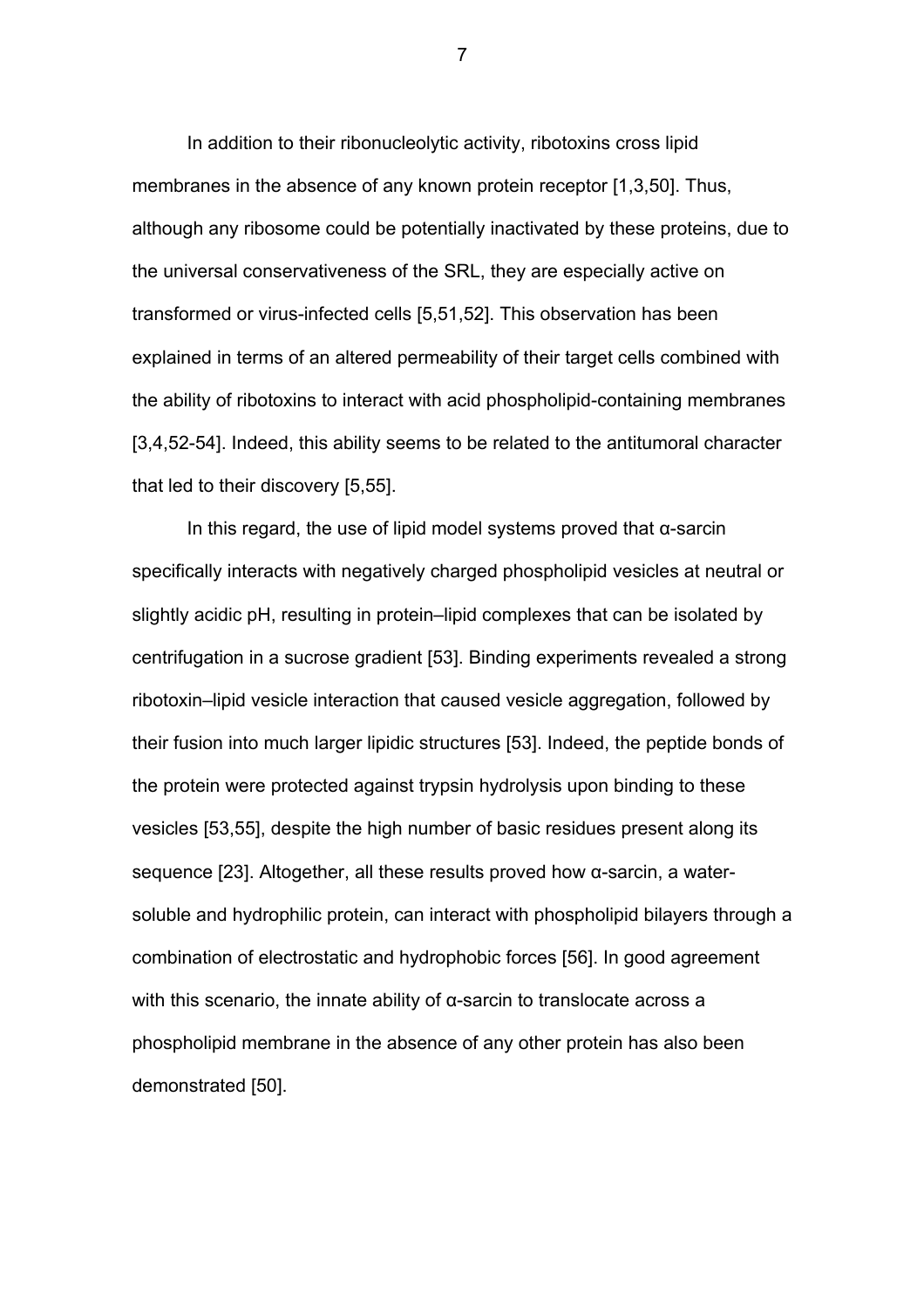In addition to their ribonucleolytic activity, ribotoxins cross lipid membranes in the absence of any known protein receptor [1,3,50]. Thus, although any ribosome could be potentially inactivated by these proteins, due to the universal conservativeness of the SRL, they are especially active on transformed or virus-infected cells [5,51,52]. This observation has been explained in terms of an altered permeability of their target cells combined with the ability of ribotoxins to interact with acid phospholipid-containing membranes [3,4,52-54]. Indeed, this ability seems to be related to the antitumoral character that led to their discovery [5,55].

In this regard, the use of lipid model systems proved that α-sarcin specifically interacts with negatively charged phospholipid vesicles at neutral or slightly acidic pH, resulting in protein–lipid complexes that can be isolated by centrifugation in a sucrose gradient [53]. Binding experiments revealed a strong ribotoxin–lipid vesicle interaction that caused vesicle aggregation, followed by their fusion into much larger lipidic structures [53]. Indeed, the peptide bonds of the protein were protected against trypsin hydrolysis upon binding to these vesicles [53,55], despite the high number of basic residues present along its sequence [23]. Altogether, all these results proved how α-sarcin, a water-soluble and hydrophilic protein, can interact with phospholipid bilayers through a combination of electrostatic and hydrophobic forces [56]. In good agreement with this scenario, the innate ability of α-sarcin to translocate across a phospholipid membrane in the absence of any other protein has also been demonstrated [50].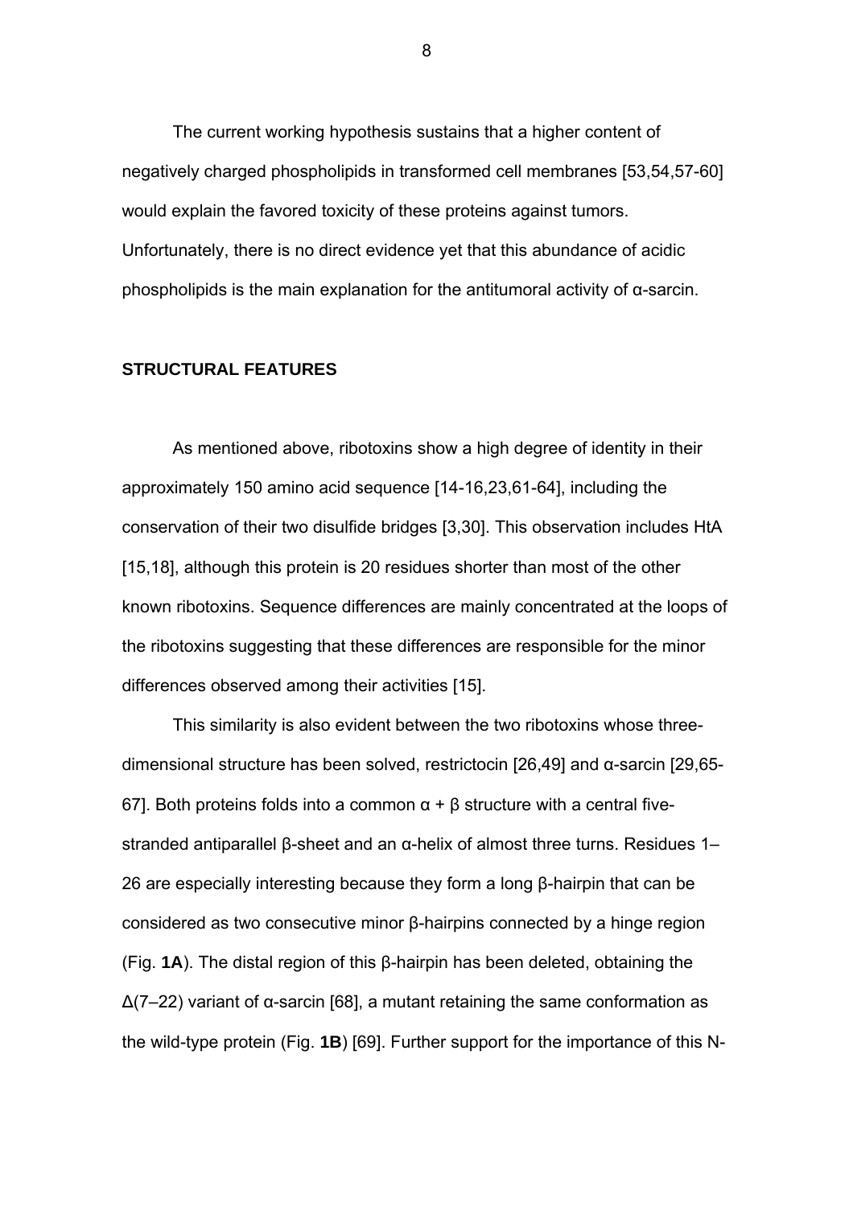The current working hypothesis sustains that a higher content of negatively charged phospholipids in transformed cell membranes [53,54,57-60] would explain the favored toxicity of these proteins against tumors. Unfortunately, there is no direct evidence yet that this abundance of acidic phospholipids is the main explanation for the antitumoral activity of α-sarcin.

## STRUCTURAL FEATURES

As mentioned above, ribotoxins show a high degree of identity in their approximately 150 amino acid sequence [14-16,23,61-64], including the conservation of their two disulfide bridges [3,30]. This observation includes HtA [15,18], although this protein is 20 residues shorter than most of the other known ribotoxins. Sequence differences are mainly concentrated at the loops of the ribotoxins suggesting that these differences are responsible for the minor differences observed among their activities [15].

This similarity is also evident between the two ribotoxins whose three-dimensional structure has been solved, restrictocin [26,49] and α-sarcin [29,65-67]. Both proteins folds into a common α + β structure with a central five-stranded antiparallel β-sheet and an α-helix of almost three turns. Residues 1–26 are especially interesting because they form a long β-hairpin that can be considered as two consecutive minor β-hairpins connected by a hinge region (Fig. **1A**). The distal region of this β-hairpin has been deleted, obtaining the Δ(7–22) variant of α-sarcin [68], a mutant retaining the same conformation as the wild-type protein (Fig. **1B**) [69]. Further support for the importance of this N-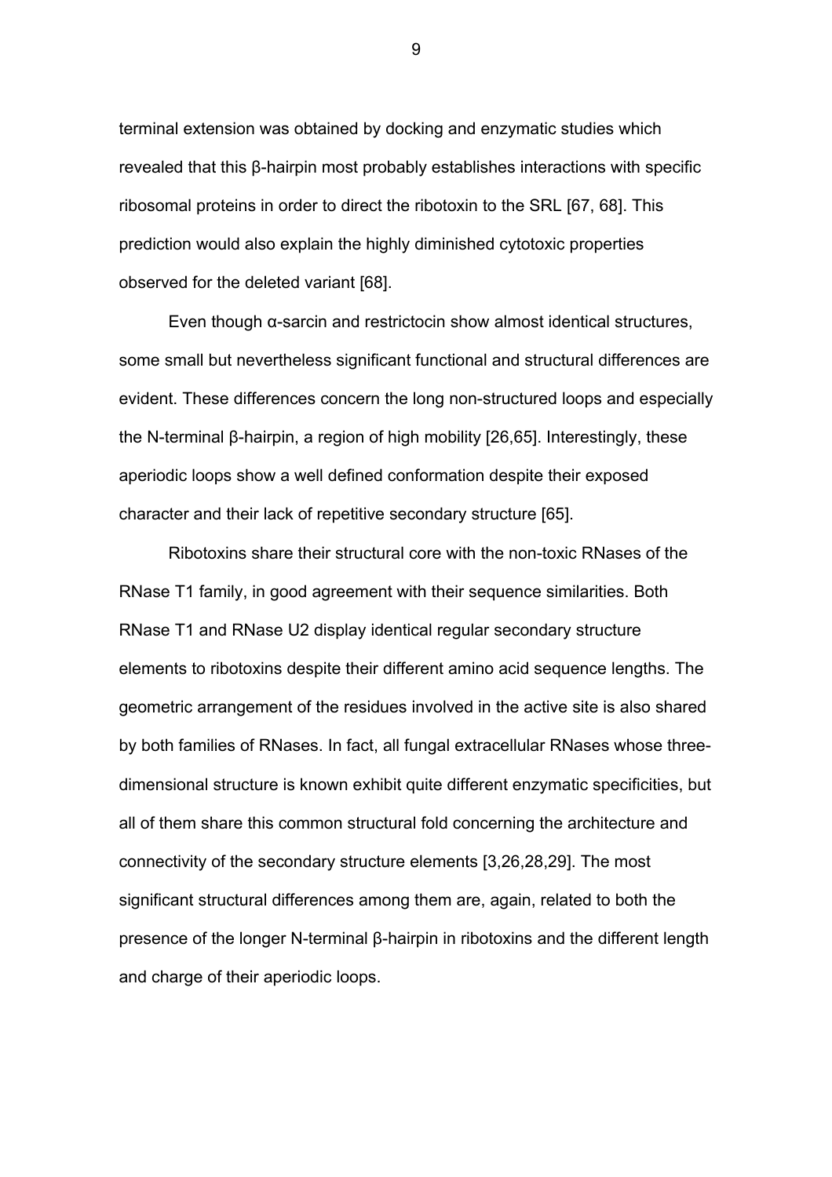terminal extension was obtained by docking and enzymatic studies which revealed that this β-hairpin most probably establishes interactions with specific ribosomal proteins in order to direct the ribotoxin to the SRL [67, 68]. This prediction would also explain the highly diminished cytotoxic properties observed for the deleted variant [68].

Even though α-sarcin and restrictocin show almost identical structures, some small but nevertheless significant functional and structural differences are evident. These differences concern the long non-structured loops and especially the N-terminal β-hairpin, a region of high mobility [26,65]. Interestingly, these aperiodic loops show a well defined conformation despite their exposed character and their lack of repetitive secondary structure [65].

Ribotoxins share their structural core with the non-toxic RNases of the RNase T1 family, in good agreement with their sequence similarities. Both RNase T1 and RNase U2 display identical regular secondary structure elements to ribotoxins despite their different amino acid sequence lengths. The geometric arrangement of the residues involved in the active site is also shared by both families of RNases. In fact, all fungal extracellular RNases whose three-dimensional structure is known exhibit quite different enzymatic specificities, but all of them share this common structural fold concerning the architecture and connectivity of the secondary structure elements [3,26,28,29]. The most significant structural differences among them are, again, related to both the presence of the longer N-terminal β-hairpin in ribotoxins and the different length and charge of their aperiodic loops.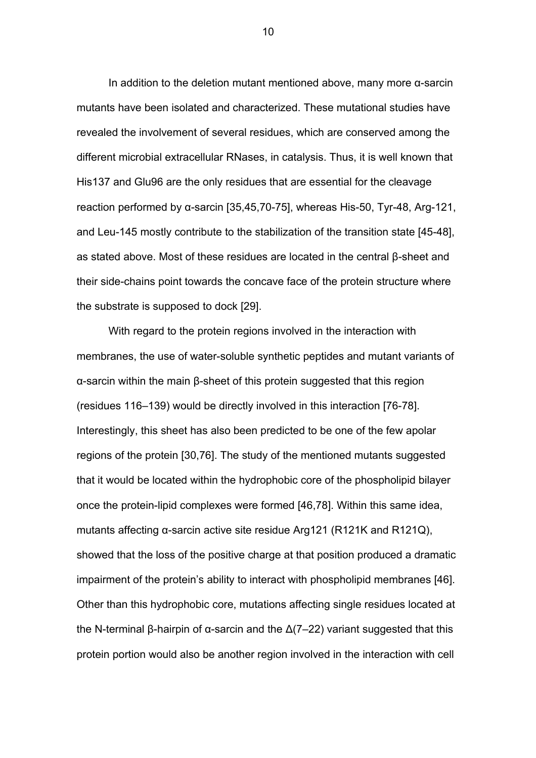In addition to the deletion mutant mentioned above, many more α-sarcin mutants have been isolated and characterized. These mutational studies have revealed the involvement of several residues, which are conserved among the different microbial extracellular RNases, in catalysis. Thus, it is well known that His137 and Glu96 are the only residues that are essential for the cleavage reaction performed by α-sarcin [35,45,70-75], whereas His-50, Tyr-48, Arg-121, and Leu-145 mostly contribute to the stabilization of the transition state [45-48], as stated above. Most of these residues are located in the central β-sheet and their side-chains point towards the concave face of the protein structure where the substrate is supposed to dock [29].

With regard to the protein regions involved in the interaction with membranes, the use of water-soluble synthetic peptides and mutant variants of α-sarcin within the main β-sheet of this protein suggested that this region (residues 116–139) would be directly involved in this interaction [76-78]. Interestingly, this sheet has also been predicted to be one of the few apolar regions of the protein [30,76]. The study of the mentioned mutants suggested that it would be located within the hydrophobic core of the phospholipid bilayer once the protein-lipid complexes were formed [46,78]. Within this same idea, mutants affecting α-sarcin active site residue Arg121 (R121K and R121Q), showed that the loss of the positive charge at that position produced a dramatic impairment of the protein's ability to interact with phospholipid membranes [46]. Other than this hydrophobic core, mutations affecting single residues located at the N-terminal β-hairpin of α-sarcin and the Δ(7–22) variant suggested that this protein portion would also be another region involved in the interaction with cell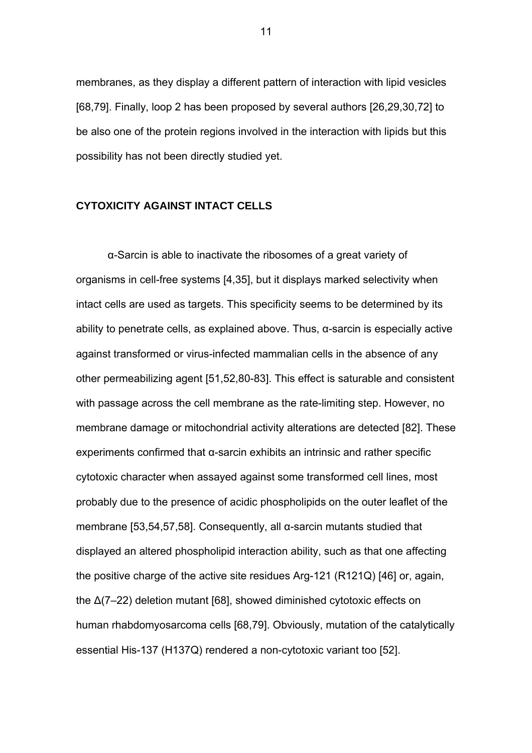membranes, as they display a different pattern of interaction with lipid vesicles [68,79]. Finally, loop 2 has been proposed by several authors [26,29,30,72] to be also one of the protein regions involved in the interaction with lipids but this possibility has not been directly studied yet.

## CYTOXICITY AGAINST INTACT CELLS

α-Sarcin is able to inactivate the ribosomes of a great variety of organisms in cell-free systems [4,35], but it displays marked selectivity when intact cells are used as targets. This specificity seems to be determined by its ability to penetrate cells, as explained above. Thus, α-sarcin is especially active against transformed or virus-infected mammalian cells in the absence of any other permeabilizing agent [51,52,80-83]. This effect is saturable and consistent with passage across the cell membrane as the rate-limiting step. However, no membrane damage or mitochondrial activity alterations are detected [82]. These experiments confirmed that α-sarcin exhibits an intrinsic and rather specific cytotoxic character when assayed against some transformed cell lines, most probably due to the presence of acidic phospholipids on the outer leaflet of the membrane [53,54,57,58]. Consequently, all α-sarcin mutants studied that displayed an altered phospholipid interaction ability, such as that one affecting the positive charge of the active site residues Arg-121 (R121Q) [46] or, again, the Δ(7–22) deletion mutant [68], showed diminished cytotoxic effects on human rhabdomyosarcoma cells [68,79]. Obviously, mutation of the catalytically essential His-137 (H137Q) rendered a non-cytotoxic variant too [52].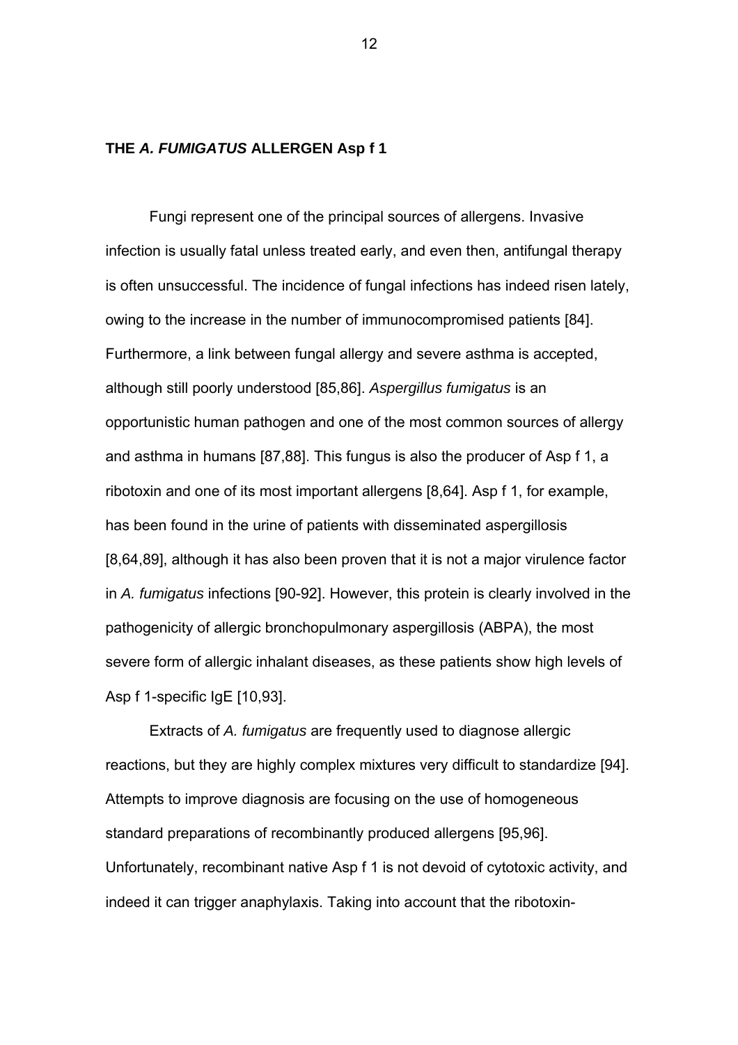## THE *A. FUMIGATUS* ALLERGEN Asp f 1

Fungi represent one of the principal sources of allergens. Invasive infection is usually fatal unless treated early, and even then, antifungal therapy is often unsuccessful. The incidence of fungal infections has indeed risen lately, owing to the increase in the number of immunocompromised patients [84]. Furthermore, a link between fungal allergy and severe asthma is accepted, although still poorly understood [85,86]. *Aspergillus fumigatus* is an opportunistic human pathogen and one of the most common sources of allergy and asthma in humans [87,88]. This fungus is also the producer of Asp f 1, a ribotoxin and one of its most important allergens [8,64]. Asp f 1, for example, has been found in the urine of patients with disseminated aspergillosis [8,64,89], although it has also been proven that it is not a major virulence factor in *A. fumigatus* infections [90-92]. However, this protein is clearly involved in the pathogenicity of allergic bronchopulmonary aspergillosis (ABPA), the most severe form of allergic inhalant diseases, as these patients show high levels of Asp f 1-specific IgE [10,93].

Extracts of *A. fumigatus* are frequently used to diagnose allergic reactions, but they are highly complex mixtures very difficult to standardize [94]. Attempts to improve diagnosis are focusing on the use of homogeneous standard preparations of recombinantly produced allergens [95,96]. Unfortunately, recombinant native Asp f 1 is not devoid of cytotoxic activity, and indeed it can trigger anaphylaxis. Taking into account that the ribotoxin-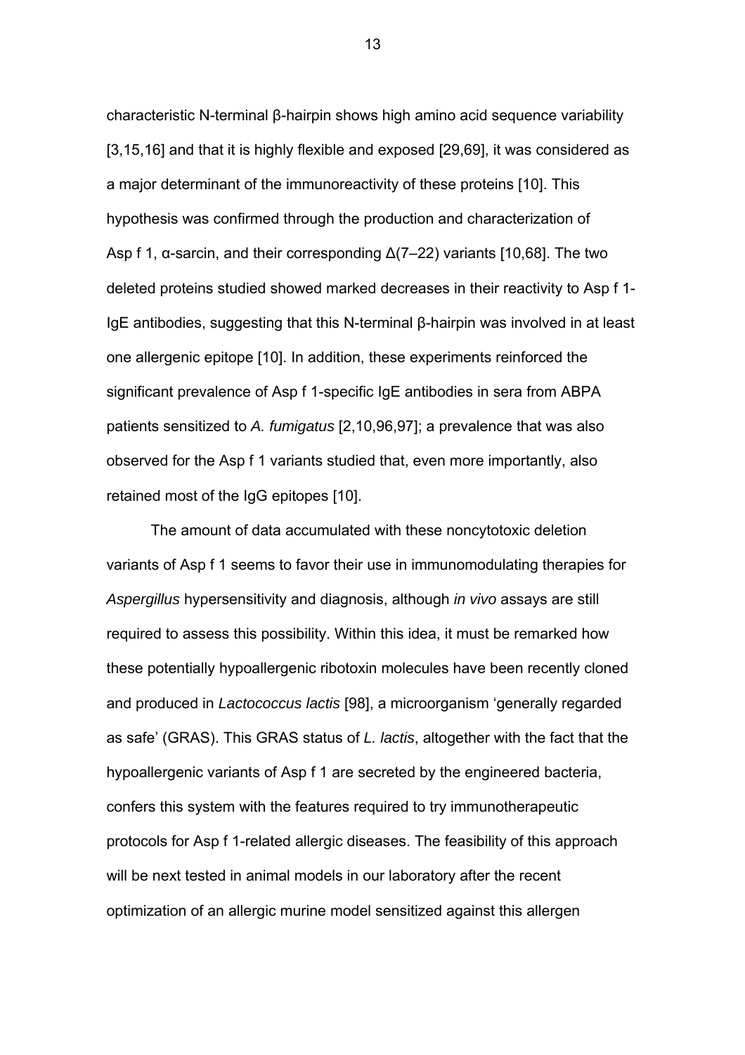characteristic N-terminal β-hairpin shows high amino acid sequence variability [3,15,16] and that it is highly flexible and exposed [29,69], it was considered as a major determinant of the immunoreactivity of these proteins [10]. This hypothesis was confirmed through the production and characterization of Asp f 1, α-sarcin, and their corresponding Δ(7–22) variants [10,68]. The two deleted proteins studied showed marked decreases in their reactivity to Asp f 1-IgE antibodies, suggesting that this N-terminal β-hairpin was involved in at least one allergenic epitope [10]. In addition, these experiments reinforced the significant prevalence of Asp f 1-specific IgE antibodies in sera from ABPA patients sensitized to *A. fumigatus* [2,10,96,97]; a prevalence that was also observed for the Asp f 1 variants studied that, even more importantly, also retained most of the IgG epitopes [10].

The amount of data accumulated with these noncytotoxic deletion variants of Asp f 1 seems to favor their use in immunomodulating therapies for *Aspergillus* hypersensitivity and diagnosis, although *in vivo* assays are still required to assess this possibility. Within this idea, it must be remarked how these potentially hypoallergenic ribotoxin molecules have been recently cloned and produced in *Lactococcus lactis* [98], a microorganism 'generally regarded as safe' (GRAS). This GRAS status of *L. lactis*, altogether with the fact that the hypoallergenic variants of Asp f 1 are secreted by the engineered bacteria, confers this system with the features required to try immunotherapeutic protocols for Asp f 1-related allergic diseases. The feasibility of this approach will be next tested in animal models in our laboratory after the recent optimization of an allergic murine model sensitized against this allergen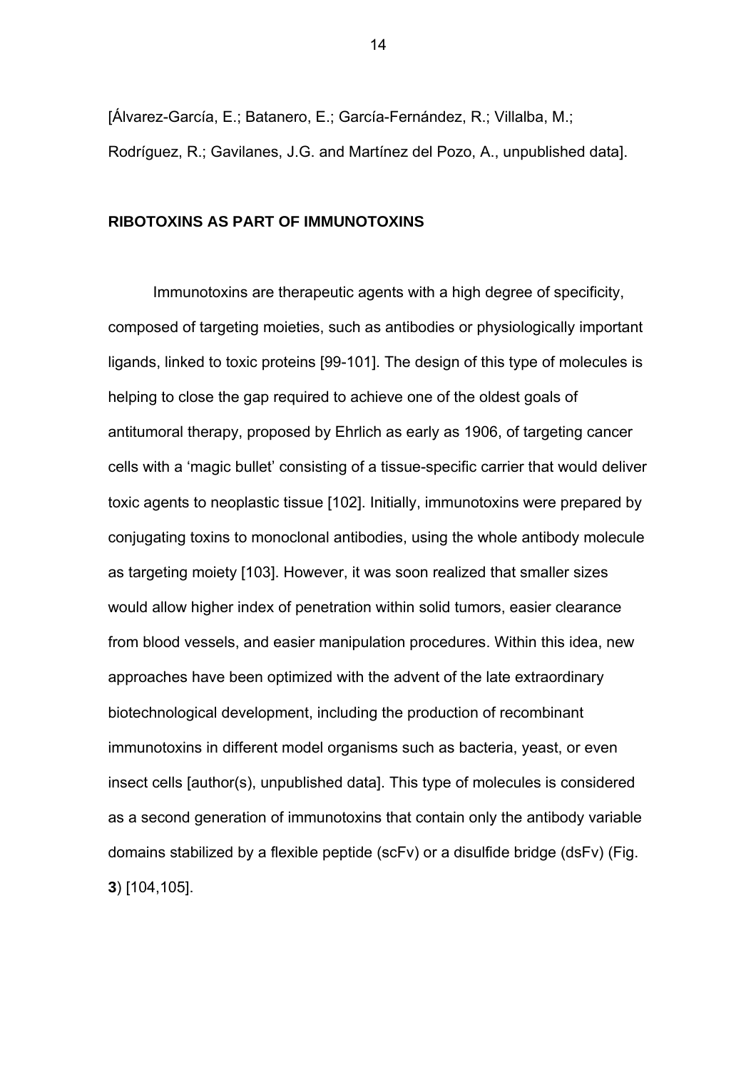[Álvarez-García, E.; Batanero, E.; García-Fernández, R.; Villalba, M.; Rodríguez, R.; Gavilanes, J.G. and Martínez del Pozo, A., unpublished data].

## RIBOTOXINS AS PART OF IMMUNOTOXINS

Immunotoxins are therapeutic agents with a high degree of specificity, composed of targeting moieties, such as antibodies or physiologically important ligands, linked to toxic proteins [99-101]. The design of this type of molecules is helping to close the gap required to achieve one of the oldest goals of antitumoral therapy, proposed by Ehrlich as early as 1906, of targeting cancer cells with a 'magic bullet' consisting of a tissue-specific carrier that would deliver toxic agents to neoplastic tissue [102]. Initially, immunotoxins were prepared by conjugating toxins to monoclonal antibodies, using the whole antibody molecule as targeting moiety [103]. However, it was soon realized that smaller sizes would allow higher index of penetration within solid tumors, easier clearance from blood vessels, and easier manipulation procedures. Within this idea, new approaches have been optimized with the advent of the late extraordinary biotechnological development, including the production of recombinant immunotoxins in different model organisms such as bacteria, yeast, or even insect cells [author(s), unpublished data]. This type of molecules is considered as a second generation of immunotoxins that contain only the antibody variable domains stabilized by a flexible peptide (scFv) or a disulfide bridge (dsFv) (Fig. **3**) [104,105].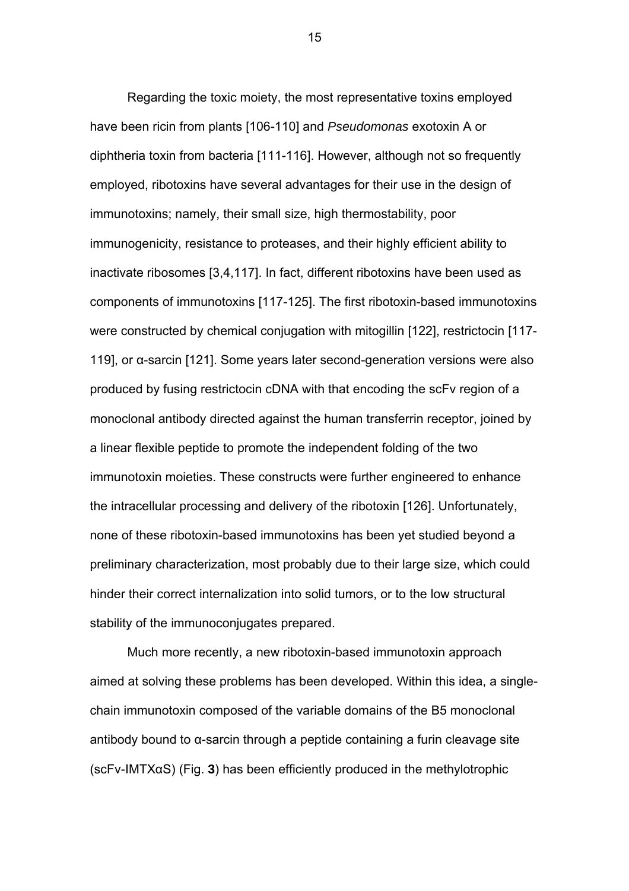Regarding the toxic moiety, the most representative toxins employed have been ricin from plants [106-110] and *Pseudomonas* exotoxin A or diphtheria toxin from bacteria [111-116]. However, although not so frequently employed, ribotoxins have several advantages for their use in the design of immunotoxins; namely, their small size, high thermostability, poor immunogenicity, resistance to proteases, and their highly efficient ability to inactivate ribosomes [3,4,117]. In fact, different ribotoxins have been used as components of immunotoxins [117-125]. The first ribotoxin-based immunotoxins were constructed by chemical conjugation with mitogillin [122], restrictocin [117-119], or α-sarcin [121]. Some years later second-generation versions were also produced by fusing restrictocin cDNA with that encoding the scFv region of a monoclonal antibody directed against the human transferrin receptor, joined by a linear flexible peptide to promote the independent folding of the two immunotoxin moieties. These constructs were further engineered to enhance the intracellular processing and delivery of the ribotoxin [126]. Unfortunately, none of these ribotoxin-based immunotoxins has been yet studied beyond a preliminary characterization, most probably due to their large size, which could hinder their correct internalization into solid tumors, or to the low structural stability of the immunoconjugates prepared.

Much more recently, a new ribotoxin-based immunotoxin approach aimed at solving these problems has been developed. Within this idea, a single-chain immunotoxin composed of the variable domains of the B5 monoclonal antibody bound to α-sarcin through a peptide containing a furin cleavage site (scFv-IMTXαS) (Fig. **3**) has been efficiently produced in the methylotrophic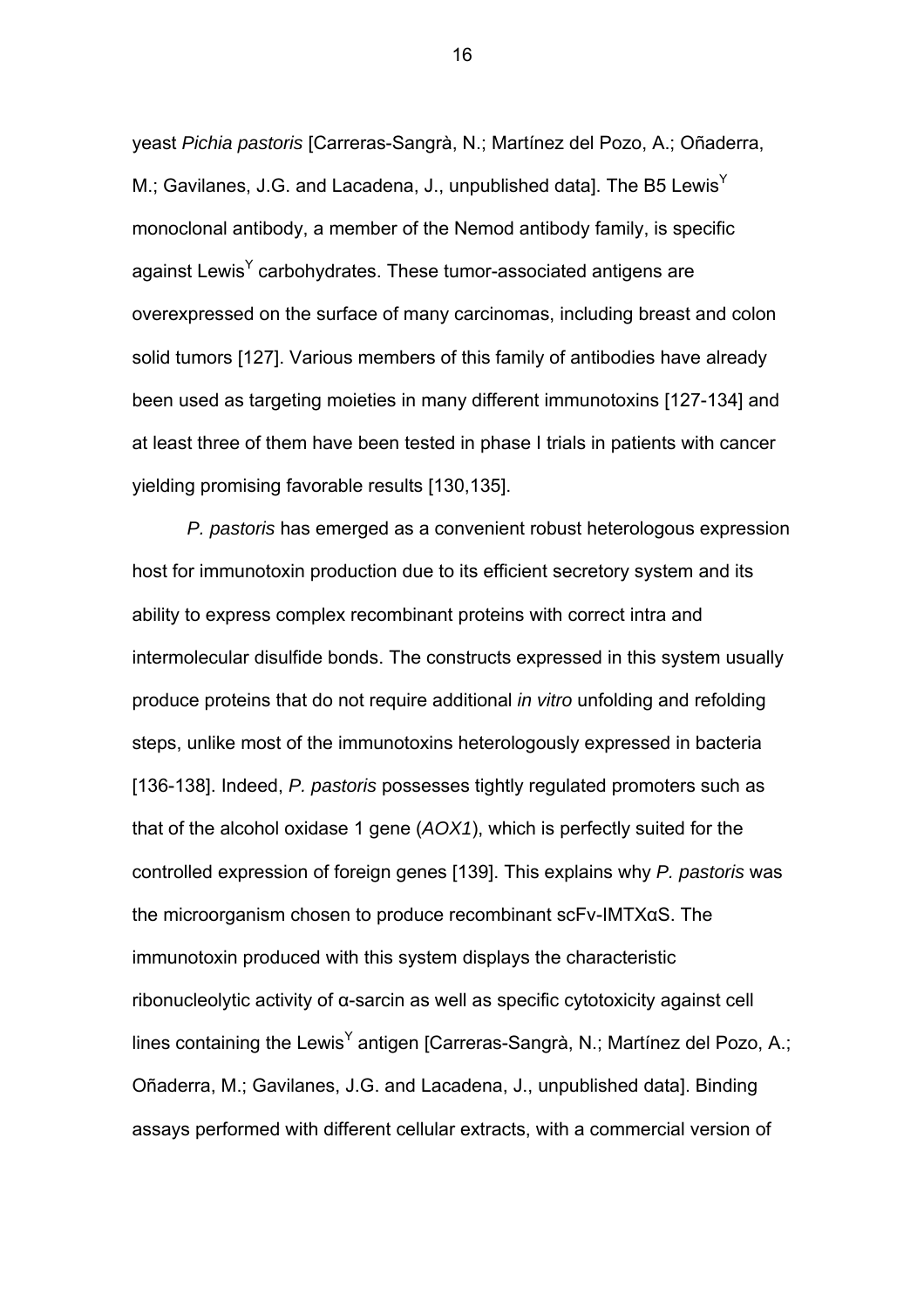yeast *Pichia pastoris* [Carreras-Sangrà, N.; Martínez del Pozo, A.; Oñaderra, M.; Gavilanes, J.G. and Lacadena, J., unpublished data]. The B5 Lewis$^{Y}$ monoclonal antibody, a member of the Nemod antibody family, is specific against Lewis$^{Y}$ carbohydrates. These tumor-associated antigens are overexpressed on the surface of many carcinomas, including breast and colon solid tumors [127]. Various members of this family of antibodies have already been used as targeting moieties in many different immunotoxins [127-134] and at least three of them have been tested in phase I trials in patients with cancer yielding promising favorable results [130,135].

*P. pastoris* has emerged as a convenient robust heterologous expression host for immunotoxin production due to its efficient secretory system and its ability to express complex recombinant proteins with correct intra and intermolecular disulfide bonds. The constructs expressed in this system usually produce proteins that do not require additional *in vitro* unfolding and refolding steps, unlike most of the immunotoxins heterologously expressed in bacteria [136-138]. Indeed, *P. pastoris* possesses tightly regulated promoters such as that of the alcohol oxidase 1 gene (*AOX1*), which is perfectly suited for the controlled expression of foreign genes [139]. This explains why *P. pastoris* was the microorganism chosen to produce recombinant scFv-IMTXαS. The immunotoxin produced with this system displays the characteristic ribonucleolytic activity of α-sarcin as well as specific cytotoxicity against cell lines containing the Lewis$^{Y}$ antigen [Carreras-Sangrà, N.; Martínez del Pozo, A.; Oñaderra, M.; Gavilanes, J.G. and Lacadena, J., unpublished data]. Binding assays performed with different cellular extracts, with a commercial version of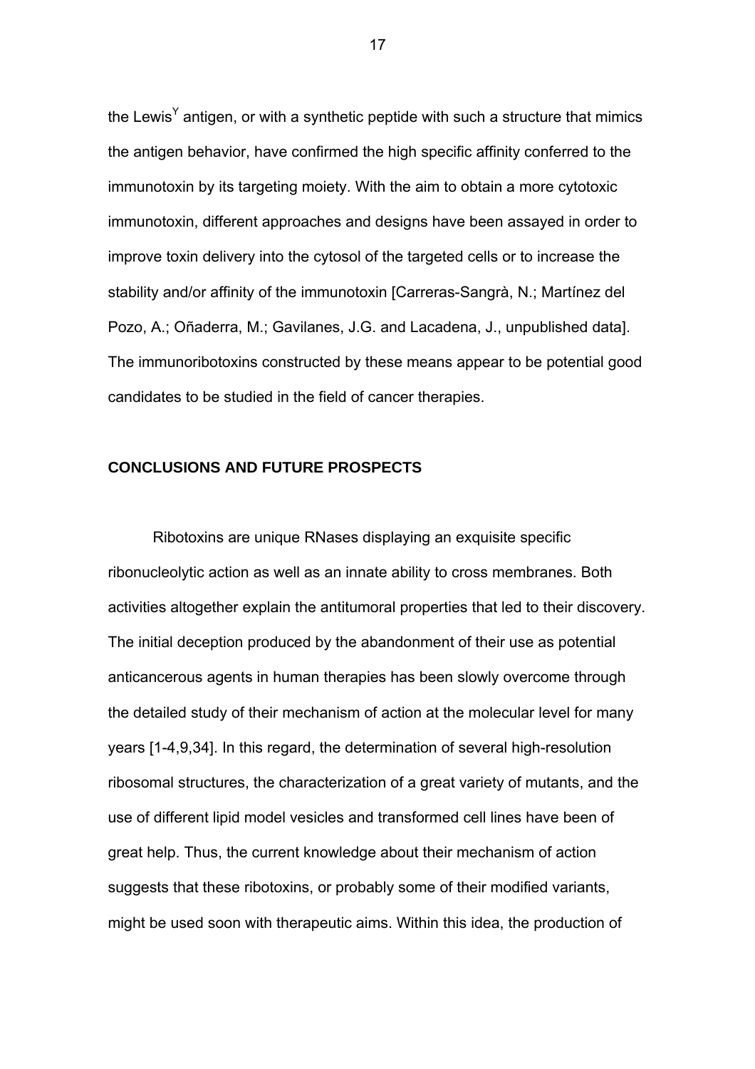the Lewis$^{Y}$ antigen, or with a synthetic peptide with such a structure that mimics the antigen behavior, have confirmed the high specific affinity conferred to the immunotoxin by its targeting moiety. With the aim to obtain a more cytotoxic immunotoxin, different approaches and designs have been assayed in order to improve toxin delivery into the cytosol of the targeted cells or to increase the stability and/or affinity of the immunotoxin [Carreras-Sangrà, N.; Martínez del Pozo, A.; Oñaderra, M.; Gavilanes, J.G. and Lacadena, J., unpublished data]. The immunoribotoxins constructed by these means appear to be potential good candidates to be studied in the field of cancer therapies.

## CONCLUSIONS AND FUTURE PROSPECTS

Ribotoxins are unique RNases displaying an exquisite specific ribonucleolytic action as well as an innate ability to cross membranes. Both activities altogether explain the antitumoral properties that led to their discovery. The initial deception produced by the abandonment of their use as potential anticancerous agents in human therapies has been slowly overcome through the detailed study of their mechanism of action at the molecular level for many years [1-4,9,34]. In this regard, the determination of several high-resolution ribosomal structures, the characterization of a great variety of mutants, and the use of different lipid model vesicles and transformed cell lines have been of great help. Thus, the current knowledge about their mechanism of action suggests that these ribotoxins, or probably some of their modified variants, might be used soon with therapeutic aims. Within this idea, the production of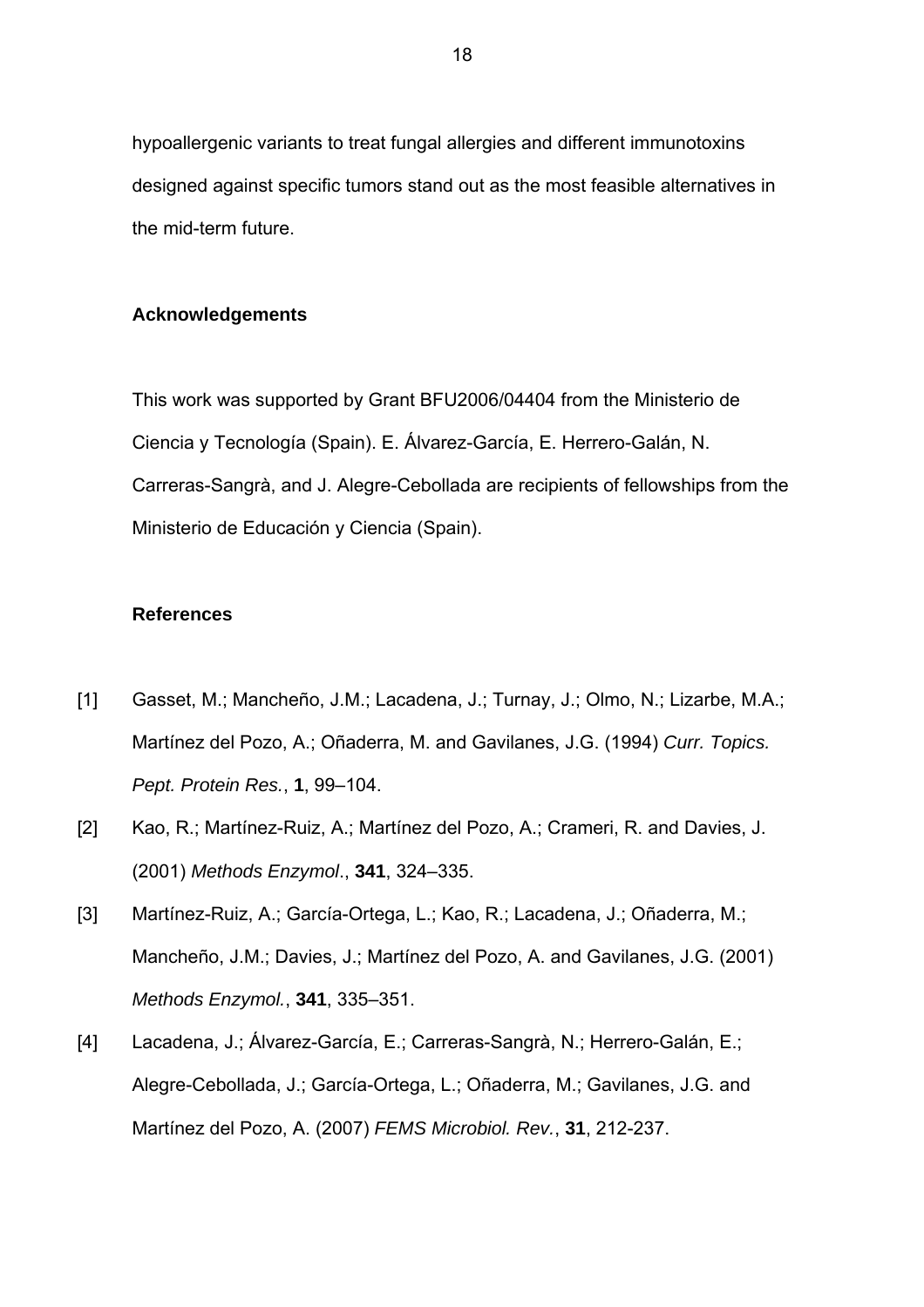hypoallergenic variants to treat fungal allergies and different immunotoxins designed against specific tumors stand out as the most feasible alternatives in the mid-term future.

## Acknowledgements

This work was supported by Grant BFU2006/04404 from the Ministerio de Ciencia y Tecnología (Spain). E. Álvarez-García, E. Herrero-Galán, N. Carreras-Sangrà, and J. Alegre-Cebollada are recipients of fellowships from the Ministerio de Educación y Ciencia (Spain).

## References

[1] Gasset, M.; Mancheño, J.M.; Lacadena, J.; Turnay, J.; Olmo, N.; Lizarbe, M.A.; Martínez del Pozo, A.; Oñaderra, M. and Gavilanes, J.G. (1994) *Curr. Topics. Pept. Protein Res.*, **1**, 99–104.

[2] Kao, R.; Martínez-Ruiz, A.; Martínez del Pozo, A.; Crameri, R. and Davies, J. (2001) *Methods Enzymol*., **341**, 324–335.

[3] Martínez-Ruiz, A.; García-Ortega, L.; Kao, R.; Lacadena, J.; Oñaderra, M.; Mancheño, J.M.; Davies, J.; Martínez del Pozo, A. and Gavilanes, J.G. (2001) *Methods Enzymol.*, **341**, 335–351.

[4] Lacadena, J.; Álvarez-García, E.; Carreras-Sangrà, N.; Herrero-Galán, E.; Alegre-Cebollada, J.; García-Ortega, L.; Oñaderra, M.; Gavilanes, J.G. and Martínez del Pozo, A. (2007) *FEMS Microbiol. Rev.*, **31**, 212-237.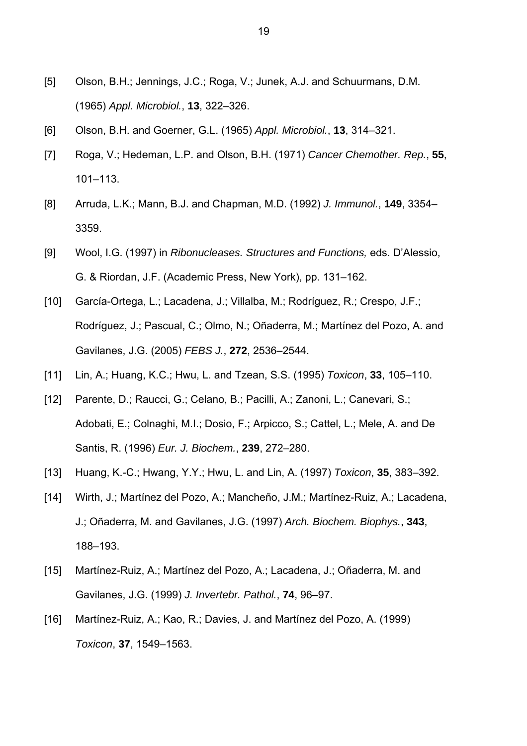[5] Olson, B.H.; Jennings, J.C.; Roga, V.; Junek, A.J. and Schuurmans, D.M. (1965) *Appl. Microbiol.*, **13**, 322–326.

[6] Olson, B.H. and Goerner, G.L. (1965) *Appl. Microbiol.*, **13**, 314–321.

[7] Roga, V.; Hedeman, L.P. and Olson, B.H. (1971) *Cancer Chemother. Rep.*, **55**, 101–113.

[8] Arruda, L.K.; Mann, B.J. and Chapman, M.D. (1992) *J. Immunol.*, **149**, 3354–3359.

[9] Wool, I.G. (1997) in *Ribonucleases. Structures and Functions,* eds. D'Alessio, G. & Riordan, J.F. (Academic Press, New York), pp. 131–162.

[10] García-Ortega, L.; Lacadena, J.; Villalba, M.; Rodríguez, R.; Crespo, J.F.; Rodríguez, J.; Pascual, C.; Olmo, N.; Oñaderra, M.; Martínez del Pozo, A. and Gavilanes, J.G. (2005) *FEBS J.*, **272**, 2536–2544.

[11] Lin, A.; Huang, K.C.; Hwu, L. and Tzean, S.S. (1995) *Toxicon*, **33**, 105–110.

[12] Parente, D.; Raucci, G.; Celano, B.; Pacilli, A.; Zanoni, L.; Canevari, S.; Adobati, E.; Colnaghi, M.I.; Dosio, F.; Arpicco, S.; Cattel, L.; Mele, A. and De Santis, R. (1996) *Eur. J. Biochem.*, **239**, 272–280.

[13] Huang, K.-C.; Hwang, Y.Y.; Hwu, L. and Lin, A. (1997) *Toxicon*, **35**, 383–392.

[14] Wirth, J.; Martínez del Pozo, A.; Mancheño, J.M.; Martínez-Ruiz, A.; Lacadena, J.; Oñaderra, M. and Gavilanes, J.G. (1997) *Arch. Biochem. Biophys.*, **343**, 188–193.

[15] Martínez-Ruiz, A.; Martínez del Pozo, A.; Lacadena, J.; Oñaderra, M. and Gavilanes, J.G. (1999) *J. Invertebr. Pathol.*, **74**, 96–97.

[16] Martínez-Ruiz, A.; Kao, R.; Davies, J. and Martínez del Pozo, A. (1999) *Toxicon*, **37**, 1549–1563.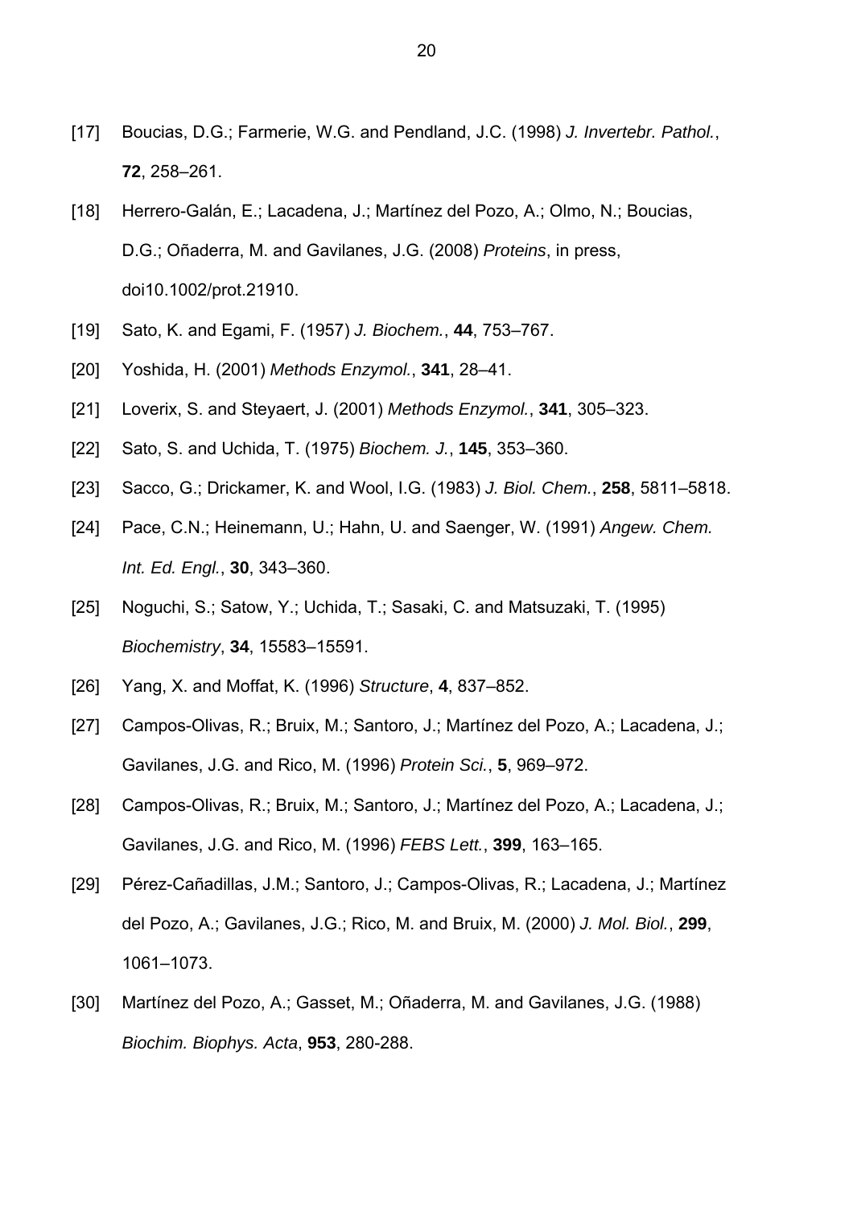[17] Boucias, D.G.; Farmerie, W.G. and Pendland, J.C. (1998) *J. Invertebr. Pathol.*, **72**, 258–261.

[18] Herrero-Galán, E.; Lacadena, J.; Martínez del Pozo, A.; Olmo, N.; Boucias, D.G.; Oñaderra, M. and Gavilanes, J.G. (2008) *Proteins*, in press, doi10.1002/prot.21910.

[19] Sato, K. and Egami, F. (1957) *J. Biochem.*, **44**, 753–767.

[20] Yoshida, H. (2001) *Methods Enzymol.*, **341**, 28–41.

[21] Loverix, S. and Steyaert, J. (2001) *Methods Enzymol.*, **341**, 305–323.

[22] Sato, S. and Uchida, T. (1975) *Biochem. J.*, **145**, 353–360.

[23] Sacco, G.; Drickamer, K. and Wool, I.G. (1983) *J. Biol. Chem.*, **258**, 5811–5818.

[24] Pace, C.N.; Heinemann, U.; Hahn, U. and Saenger, W. (1991) *Angew. Chem. Int. Ed. Engl.*, **30**, 343–360.

[25] Noguchi, S.; Satow, Y.; Uchida, T.; Sasaki, C. and Matsuzaki, T. (1995) *Biochemistry*, **34**, 15583–15591.

[26] Yang, X. and Moffat, K. (1996) *Structure*, **4**, 837–852.

[27] Campos-Olivas, R.; Bruix, M.; Santoro, J.; Martínez del Pozo, A.; Lacadena, J.; Gavilanes, J.G. and Rico, M. (1996) *Protein Sci.*, **5**, 969–972.

[28] Campos-Olivas, R.; Bruix, M.; Santoro, J.; Martínez del Pozo, A.; Lacadena, J.; Gavilanes, J.G. and Rico, M. (1996) *FEBS Lett.*, **399**, 163–165.

[29] Pérez-Cañadillas, J.M.; Santoro, J.; Campos-Olivas, R.; Lacadena, J.; Martínez del Pozo, A.; Gavilanes, J.G.; Rico, M. and Bruix, M. (2000) *J. Mol. Biol.*, **299**, 1061–1073.

[30] Martínez del Pozo, A.; Gasset, M.; Oñaderra, M. and Gavilanes, J.G. (1988) *Biochim. Biophys. Acta*, **953**, 280-288.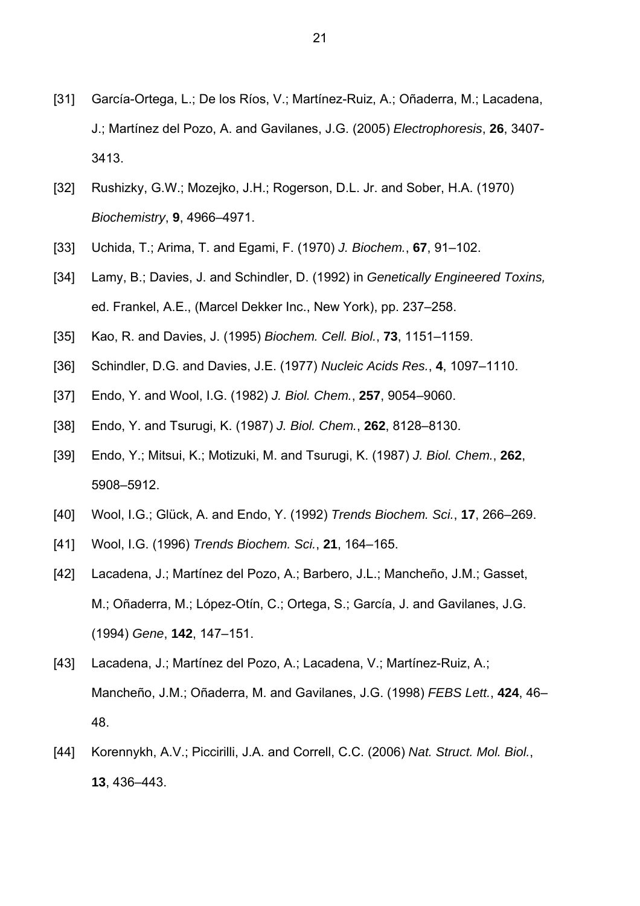[31] García-Ortega, L.; De los Ríos, V.; Martínez-Ruiz, A.; Oñaderra, M.; Lacadena, J.; Martínez del Pozo, A. and Gavilanes, J.G. (2005) *Electrophoresis*, **26**, 3407-3413.

[32] Rushizky, G.W.; Mozejko, J.H.; Rogerson, D.L. Jr. and Sober, H.A. (1970) *Biochemistry*, **9**, 4966–4971.

[33] Uchida, T.; Arima, T. and Egami, F. (1970) *J. Biochem.*, **67**, 91–102.

[34] Lamy, B.; Davies, J. and Schindler, D. (1992) in *Genetically Engineered Toxins,* ed. Frankel, A.E., (Marcel Dekker Inc., New York), pp. 237–258.

[35] Kao, R. and Davies, J. (1995) *Biochem. Cell. Biol.*, **73**, 1151–1159.

[36] Schindler, D.G. and Davies, J.E. (1977) *Nucleic Acids Res.*, **4**, 1097–1110.

[37] Endo, Y. and Wool, I.G. (1982) *J. Biol. Chem.*, **257**, 9054–9060.

[38] Endo, Y. and Tsurugi, K. (1987) *J. Biol. Chem.*, **262**, 8128–8130.

[39] Endo, Y.; Mitsui, K.; Motizuki, M. and Tsurugi, K. (1987) *J. Biol. Chem.*, **262**, 5908–5912.

[40] Wool, I.G.; Glück, A. and Endo, Y. (1992) *Trends Biochem. Sci.*, **17**, 266–269.

[41] Wool, I.G. (1996) *Trends Biochem. Sci.*, **21**, 164–165.

[42] Lacadena, J.; Martínez del Pozo, A.; Barbero, J.L.; Mancheño, J.M.; Gasset, M.; Oñaderra, M.; López-Otín, C.; Ortega, S.; García, J. and Gavilanes, J.G. (1994) *Gene*, **142**, 147–151.

[43] Lacadena, J.; Martínez del Pozo, A.; Lacadena, V.; Martínez-Ruiz, A.; Mancheño, J.M.; Oñaderra, M. and Gavilanes, J.G. (1998) *FEBS Lett.*, **424**, 46–48.

[44] Korennykh, A.V.; Piccirilli, J.A. and Correll, C.C. (2006) *Nat. Struct. Mol. Biol.*, **13**, 436–443.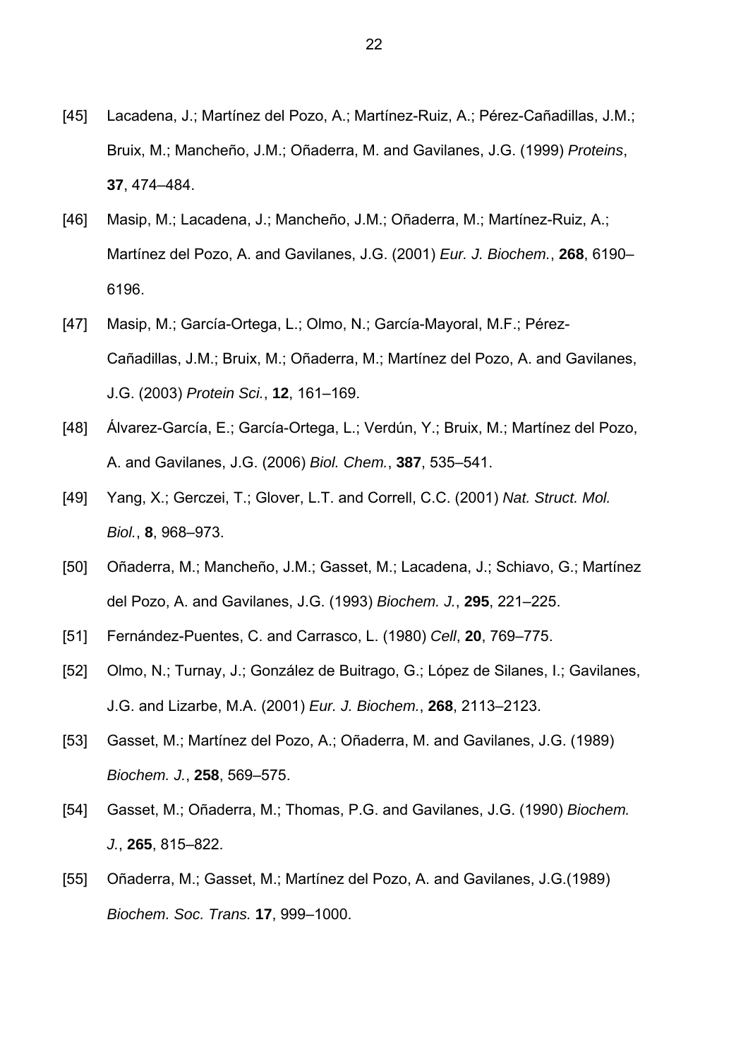[45] Lacadena, J.; Martínez del Pozo, A.; Martínez-Ruiz, A.; Pérez-Cañadillas, J.M.; Bruix, M.; Mancheño, J.M.; Oñaderra, M. and Gavilanes, J.G. (1999) *Proteins*, **37**, 474–484.

[46] Masip, M.; Lacadena, J.; Mancheño, J.M.; Oñaderra, M.; Martínez-Ruiz, A.; Martínez del Pozo, A. and Gavilanes, J.G. (2001) *Eur. J. Biochem.*, **268**, 6190–6196.

[47] Masip, M.; García-Ortega, L.; Olmo, N.; García-Mayoral, M.F.; Pérez-Cañadillas, J.M.; Bruix, M.; Oñaderra, M.; Martínez del Pozo, A. and Gavilanes, J.G. (2003) *Protein Sci.*, **12**, 161–169.

[48] Álvarez-García, E.; García-Ortega, L.; Verdún, Y.; Bruix, M.; Martínez del Pozo, A. and Gavilanes, J.G. (2006) *Biol. Chem.*, **387**, 535–541.

[49] Yang, X.; Gerczei, T.; Glover, L.T. and Correll, C.C. (2001) *Nat. Struct. Mol. Biol.*, **8**, 968–973.

[50] Oñaderra, M.; Mancheño, J.M.; Gasset, M.; Lacadena, J.; Schiavo, G.; Martínez del Pozo, A. and Gavilanes, J.G. (1993) *Biochem. J.*, **295**, 221–225.

[51] Fernández-Puentes, C. and Carrasco, L. (1980) *Cell*, **20**, 769–775.

[52] Olmo, N.; Turnay, J.; González de Buitrago, G.; López de Silanes, I.; Gavilanes, J.G. and Lizarbe, M.A. (2001) *Eur. J. Biochem.*, **268**, 2113–2123.

[53] Gasset, M.; Martínez del Pozo, A.; Oñaderra, M. and Gavilanes, J.G. (1989) *Biochem. J.*, **258**, 569–575.

[54] Gasset, M.; Oñaderra, M.; Thomas, P.G. and Gavilanes, J.G. (1990) *Biochem. J.*, **265**, 815–822.

[55] Oñaderra, M.; Gasset, M.; Martínez del Pozo, A. and Gavilanes, J.G.(1989) *Biochem. Soc. Trans.* **17**, 999–1000.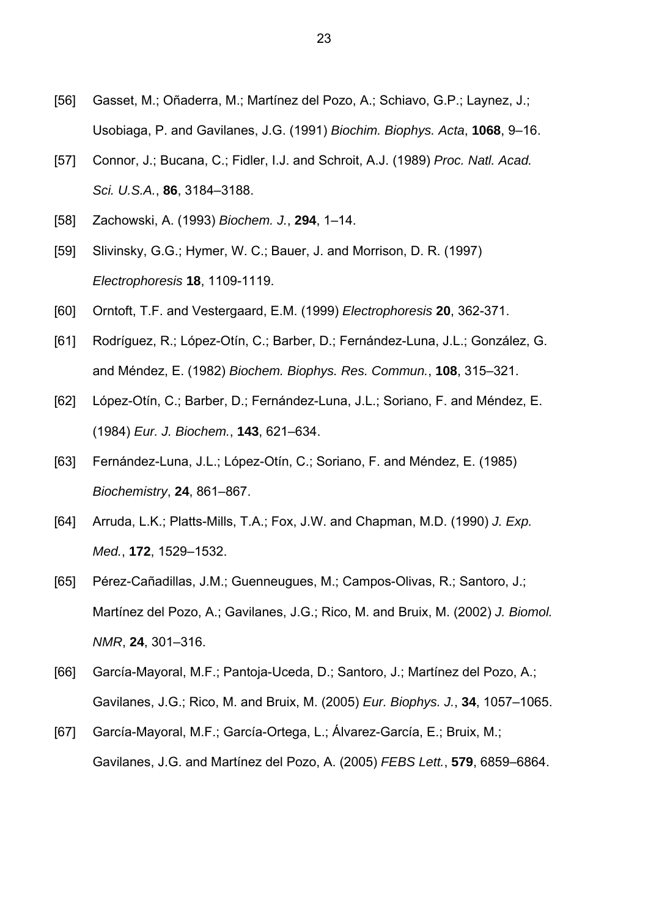[56] Gasset, M.; Oñaderra, M.; Martínez del Pozo, A.; Schiavo, G.P.; Laynez, J.; Usobiaga, P. and Gavilanes, J.G. (1991) *Biochim. Biophys. Acta*, **1068**, 9–16.

[57] Connor, J.; Bucana, C.; Fidler, I.J. and Schroit, A.J. (1989) *Proc. Natl. Acad. Sci. U.S.A.*, **86**, 3184–3188.

[58] Zachowski, A. (1993) *Biochem. J.*, **294**, 1–14.

[59] Slivinsky, G.G.; Hymer, W. C.; Bauer, J. and Morrison, D. R. (1997) *Electrophoresis* **18**, 1109-1119.

[60] Orntoft, T.F. and Vestergaard, E.M. (1999) *Electrophoresis* **20**, 362-371.

[61] Rodríguez, R.; López-Otín, C.; Barber, D.; Fernández-Luna, J.L.; González, G. and Méndez, E. (1982) *Biochem. Biophys. Res. Commun.*, **108**, 315–321.

[62] López-Otín, C.; Barber, D.; Fernández-Luna, J.L.; Soriano, F. and Méndez, E. (1984) *Eur. J. Biochem.*, **143**, 621–634.

[63] Fernández-Luna, J.L.; López-Otín, C.; Soriano, F. and Méndez, E. (1985) *Biochemistry*, **24**, 861–867.

[64] Arruda, L.K.; Platts-Mills, T.A.; Fox, J.W. and Chapman, M.D. (1990) *J. Exp. Med.*, **172**, 1529–1532.

[65] Pérez-Cañadillas, J.M.; Guenneugues, M.; Campos-Olivas, R.; Santoro, J.; Martínez del Pozo, A.; Gavilanes, J.G.; Rico, M. and Bruix, M. (2002) *J. Biomol. NMR*, **24**, 301–316.

[66] García-Mayoral, M.F.; Pantoja-Uceda, D.; Santoro, J.; Martínez del Pozo, A.; Gavilanes, J.G.; Rico, M. and Bruix, M. (2005) *Eur. Biophys. J.*, **34**, 1057–1065.

[67] García-Mayoral, M.F.; García-Ortega, L.; Álvarez-García, E.; Bruix, M.; Gavilanes, J.G. and Martínez del Pozo, A. (2005) *FEBS Lett.*, **579**, 6859–6864.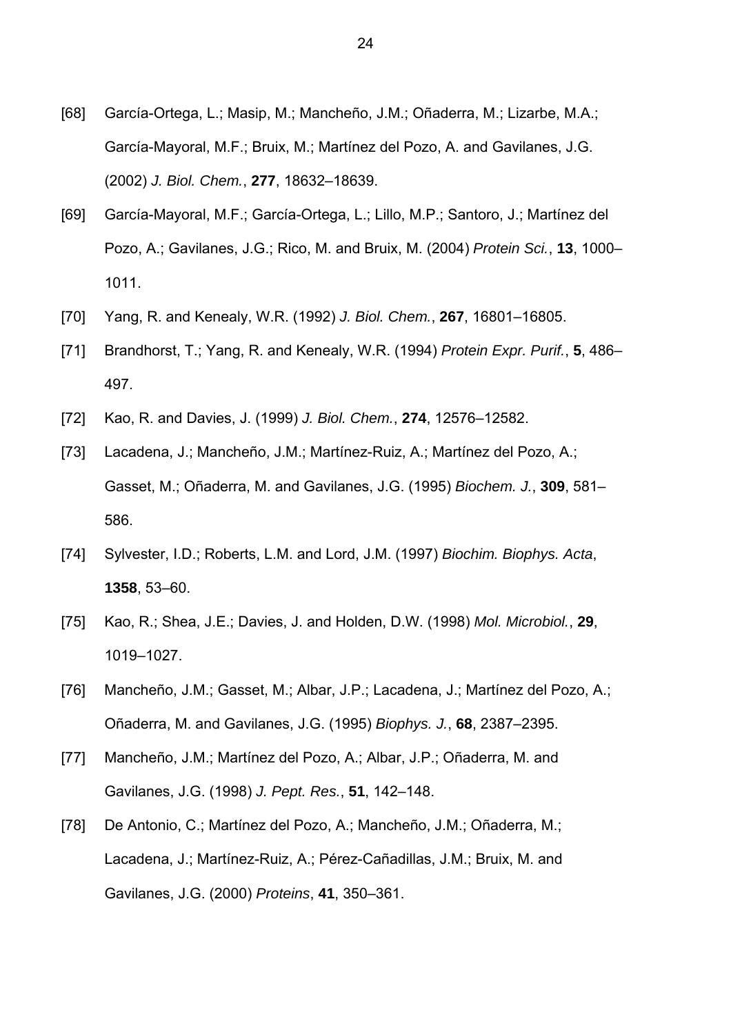[68] García-Ortega, L.; Masip, M.; Mancheño, J.M.; Oñaderra, M.; Lizarbe, M.A.; García-Mayoral, M.F.; Bruix, M.; Martínez del Pozo, A. and Gavilanes, J.G. (2002) *J. Biol. Chem.*, **277**, 18632–18639.

[69] García-Mayoral, M.F.; García-Ortega, L.; Lillo, M.P.; Santoro, J.; Martínez del Pozo, A.; Gavilanes, J.G.; Rico, M. and Bruix, M. (2004) *Protein Sci.*, **13**, 1000–1011.

[70] Yang, R. and Kenealy, W.R. (1992) *J. Biol. Chem.*, **267**, 16801–16805.

[71] Brandhorst, T.; Yang, R. and Kenealy, W.R. (1994) *Protein Expr. Purif.*, **5**, 486–497.

[72] Kao, R. and Davies, J. (1999) *J. Biol. Chem.*, **274**, 12576–12582.

[73] Lacadena, J.; Mancheño, J.M.; Martínez-Ruiz, A.; Martínez del Pozo, A.; Gasset, M.; Oñaderra, M. and Gavilanes, J.G. (1995) *Biochem. J.*, **309**, 581–586.

[74] Sylvester, I.D.; Roberts, L.M. and Lord, J.M. (1997) *Biochim. Biophys. Acta*, **1358**, 53–60.

[75] Kao, R.; Shea, J.E.; Davies, J. and Holden, D.W. (1998) *Mol. Microbiol.*, **29**, 1019–1027.

[76] Mancheño, J.M.; Gasset, M.; Albar, J.P.; Lacadena, J.; Martínez del Pozo, A.; Oñaderra, M. and Gavilanes, J.G. (1995) *Biophys. J.*, **68**, 2387–2395.

[77] Mancheño, J.M.; Martínez del Pozo, A.; Albar, J.P.; Oñaderra, M. and Gavilanes, J.G. (1998) *J. Pept. Res.*, **51**, 142–148.

[78] De Antonio, C.; Martínez del Pozo, A.; Mancheño, J.M.; Oñaderra, M.; Lacadena, J.; Martínez-Ruiz, A.; Pérez-Cañadillas, J.M.; Bruix, M. and Gavilanes, J.G. (2000) *Proteins*, **41**, 350–361.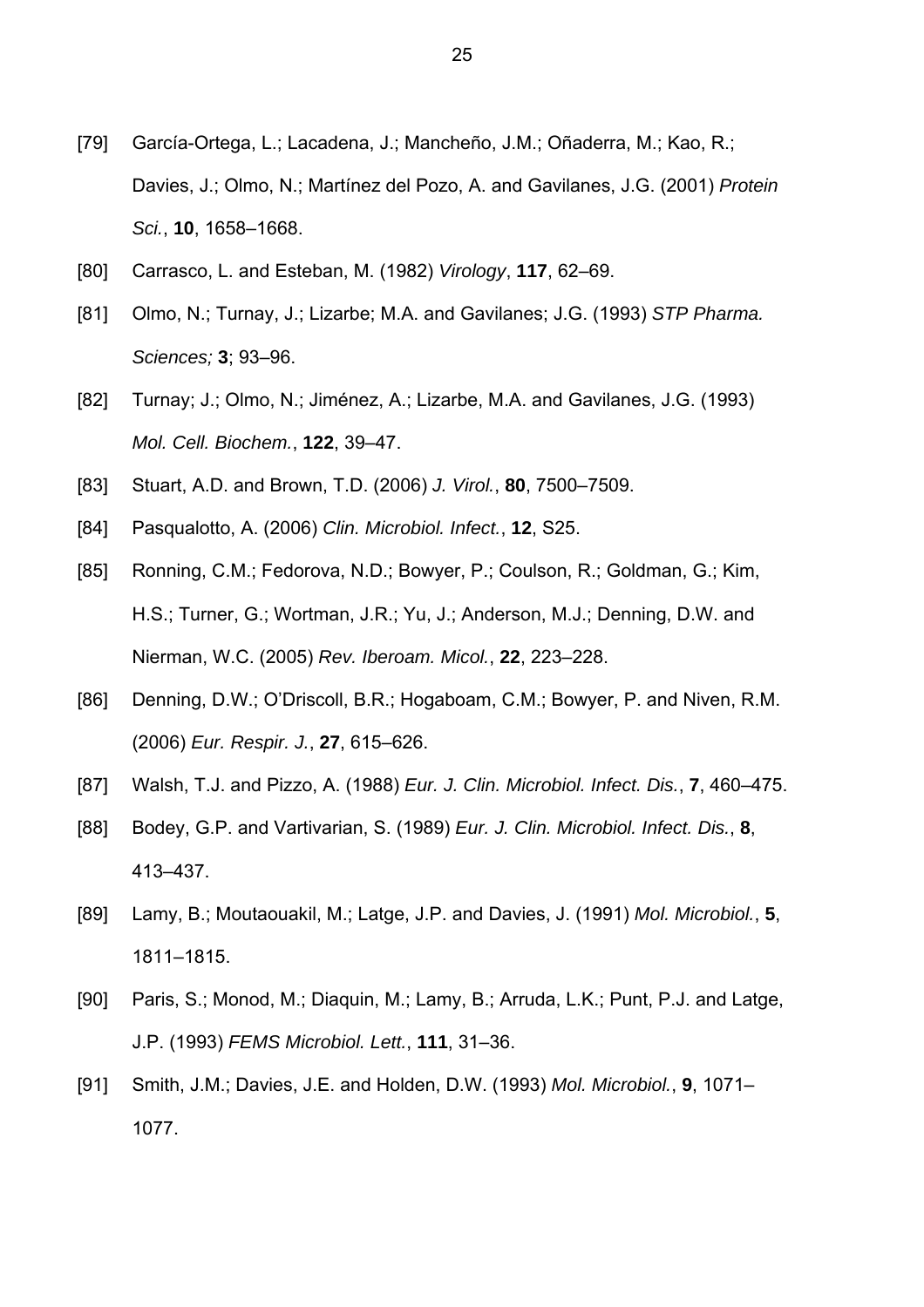[79] García-Ortega, L.; Lacadena, J.; Mancheño, J.M.; Oñaderra, M.; Kao, R.; Davies, J.; Olmo, N.; Martínez del Pozo, A. and Gavilanes, J.G. (2001) *Protein Sci.*, **10**, 1658–1668.

[80] Carrasco, L. and Esteban, M. (1982) *Virology*, **117**, 62–69.

[81] Olmo, N.; Turnay, J.; Lizarbe; M.A. and Gavilanes; J.G. (1993) *STP Pharma. Sciences;* **3**; 93–96.

[82] Turnay; J.; Olmo, N.; Jiménez, A.; Lizarbe, M.A. and Gavilanes, J.G. (1993) *Mol. Cell. Biochem.*, **122**, 39–47.

[83] Stuart, A.D. and Brown, T.D. (2006) *J. Virol.*, **80**, 7500–7509.

[84] Pasqualotto, A. (2006) *Clin. Microbiol. Infect.*, **12**, S25.

[85] Ronning, C.M.; Fedorova, N.D.; Bowyer, P.; Coulson, R.; Goldman, G.; Kim, H.S.; Turner, G.; Wortman, J.R.; Yu, J.; Anderson, M.J.; Denning, D.W. and Nierman, W.C. (2005) *Rev. Iberoam. Micol.*, **22**, 223–228.

[86] Denning, D.W.; O'Driscoll, B.R.; Hogaboam, C.M.; Bowyer, P. and Niven, R.M. (2006) *Eur. Respir. J.*, **27**, 615–626.

[87] Walsh, T.J. and Pizzo, A. (1988) *Eur. J. Clin. Microbiol. Infect. Dis.*, **7**, 460–475.

[88] Bodey, G.P. and Vartivarian, S. (1989) *Eur. J. Clin. Microbiol. Infect. Dis.*, **8**, 413–437.

[89] Lamy, B.; Moutaouakil, M.; Latge, J.P. and Davies, J. (1991) *Mol. Microbiol.*, **5**, 1811–1815.

[90] Paris, S.; Monod, M.; Diaquin, M.; Lamy, B.; Arruda, L.K.; Punt, P.J. and Latge, J.P. (1993) *FEMS Microbiol. Lett.*, **111**, 31–36.

[91] Smith, J.M.; Davies, J.E. and Holden, D.W. (1993) *Mol. Microbiol.*, **9**, 1071–1077.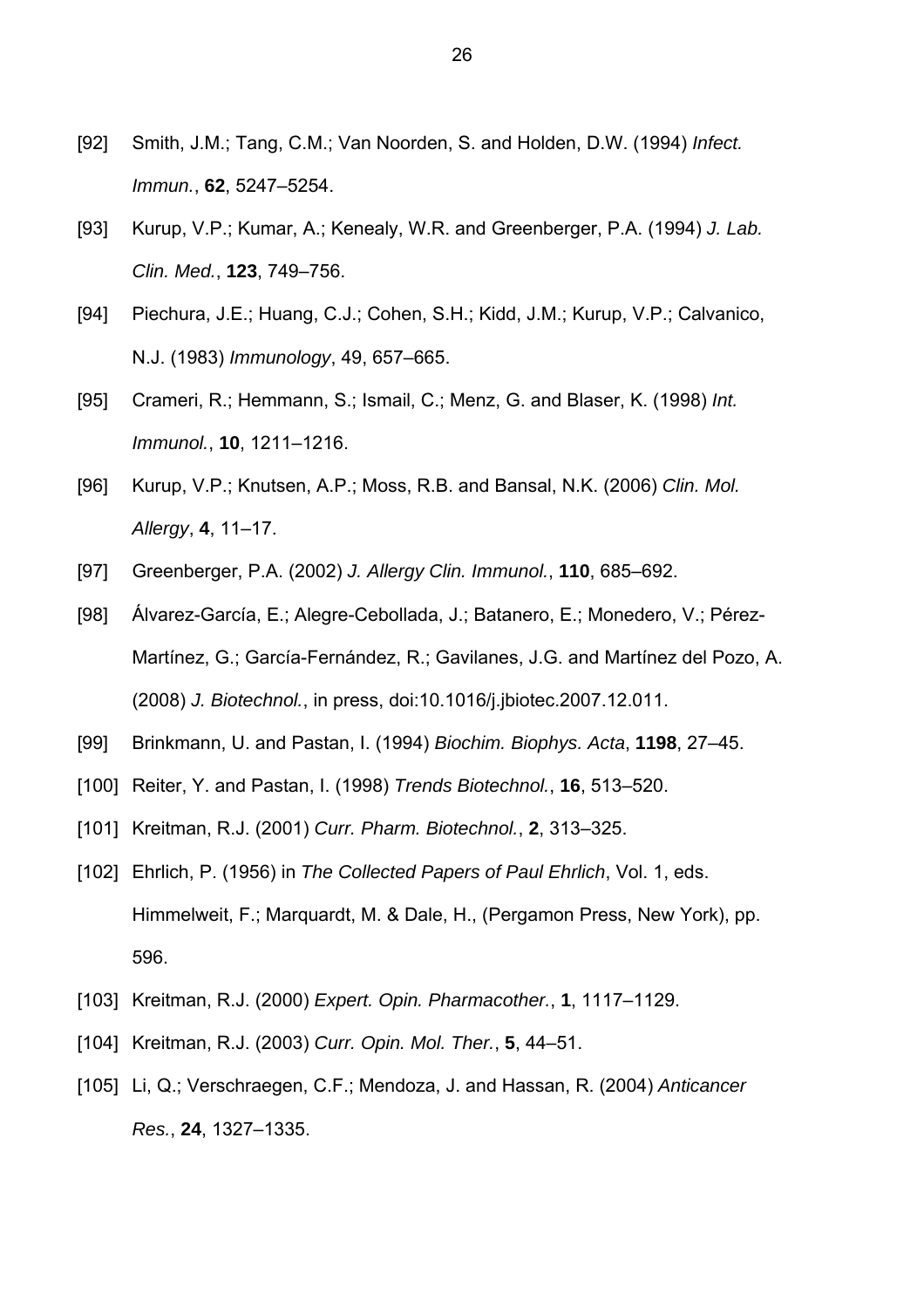[92] Smith, J.M.; Tang, C.M.; Van Noorden, S. and Holden, D.W. (1994) *Infect. Immun.*, **62**, 5247–5254.

[93] Kurup, V.P.; Kumar, A.; Kenealy, W.R. and Greenberger, P.A. (1994) *J. Lab. Clin. Med.*, **123**, 749–756.

[94] Piechura, J.E.; Huang, C.J.; Cohen, S.H.; Kidd, J.M.; Kurup, V.P.; Calvanico, N.J. (1983) *Immunology*, 49, 657–665.

[95] Crameri, R.; Hemmann, S.; Ismail, C.; Menz, G. and Blaser, K. (1998) *Int. Immunol.*, **10**, 1211–1216.

[96] Kurup, V.P.; Knutsen, A.P.; Moss, R.B. and Bansal, N.K. (2006) *Clin. Mol. Allergy*, **4**, 11–17.

[97] Greenberger, P.A. (2002) *J. Allergy Clin. Immunol.*, **110**, 685–692.

[98] Álvarez-García, E.; Alegre-Cebollada, J.; Batanero, E.; Monedero, V.; Pérez-Martínez, G.; García-Fernández, R.; Gavilanes, J.G. and Martínez del Pozo, A. (2008) *J. Biotechnol.*, in press, doi:10.1016/j.jbiotec.2007.12.011.

[99] Brinkmann, U. and Pastan, I. (1994) *Biochim. Biophys. Acta*, **1198**, 27–45.

[100] Reiter, Y. and Pastan, I. (1998) *Trends Biotechnol.*, **16**, 513–520.

[101] Kreitman, R.J. (2001) *Curr. Pharm. Biotechnol.*, **2**, 313–325.

[102] Ehrlich, P. (1956) in *The Collected Papers of Paul Ehrlich*, Vol. 1, eds. Himmelweit, F.; Marquardt, M. & Dale, H., (Pergamon Press, New York), pp. 596.

[103] Kreitman, R.J. (2000) *Expert. Opin. Pharmacother.*, **1**, 1117–1129.

[104] Kreitman, R.J. (2003) *Curr. Opin. Mol. Ther.*, **5**, 44–51.

[105] Li, Q.; Verschraegen, C.F.; Mendoza, J. and Hassan, R. (2004) *Anticancer Res.*, **24**, 1327–1335.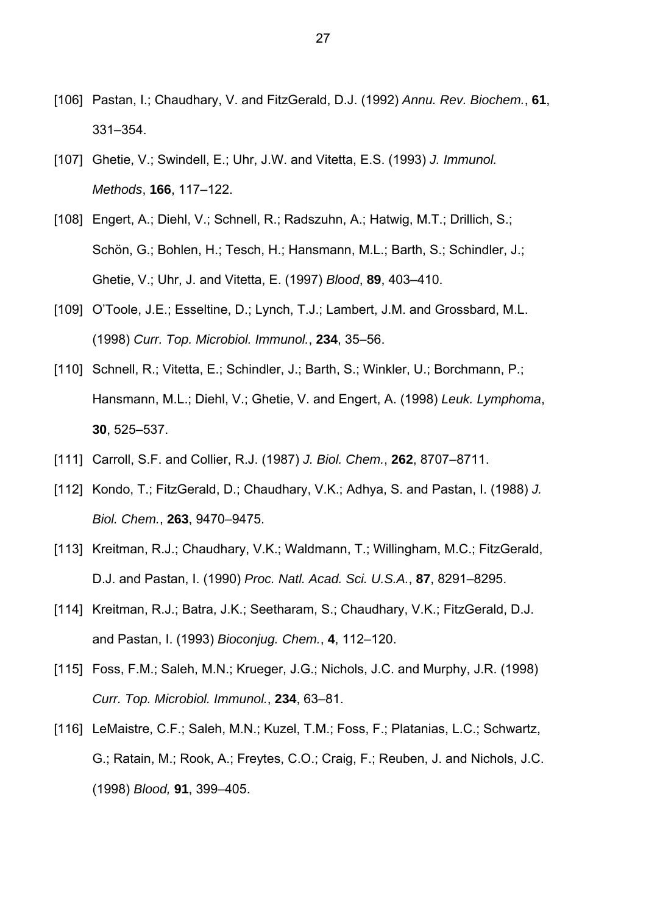[106] Pastan, I.; Chaudhary, V. and FitzGerald, D.J. (1992) *Annu. Rev. Biochem.*, **61**, 331–354.

[107] Ghetie, V.; Swindell, E.; Uhr, J.W. and Vitetta, E.S. (1993) *J. Immunol. Methods*, **166**, 117–122.

[108] Engert, A.; Diehl, V.; Schnell, R.; Radszuhn, A.; Hatwig, M.T.; Drillich, S.; Schön, G.; Bohlen, H.; Tesch, H.; Hansmann, M.L.; Barth, S.; Schindler, J.; Ghetie, V.; Uhr, J. and Vitetta, E. (1997) *Blood*, **89**, 403–410.

[109] O'Toole, J.E.; Esseltine, D.; Lynch, T.J.; Lambert, J.M. and Grossbard, M.L. (1998) *Curr. Top. Microbiol. Immunol.*, **234**, 35–56.

[110] Schnell, R.; Vitetta, E.; Schindler, J.; Barth, S.; Winkler, U.; Borchmann, P.; Hansmann, M.L.; Diehl, V.; Ghetie, V. and Engert, A. (1998) *Leuk. Lymphoma*, **30**, 525–537.

[111] Carroll, S.F. and Collier, R.J. (1987) *J. Biol. Chem.*, **262**, 8707–8711.

[112] Kondo, T.; FitzGerald, D.; Chaudhary, V.K.; Adhya, S. and Pastan, I. (1988) *J. Biol. Chem.*, **263**, 9470–9475.

[113] Kreitman, R.J.; Chaudhary, V.K.; Waldmann, T.; Willingham, M.C.; FitzGerald, D.J. and Pastan, I. (1990) *Proc. Natl. Acad. Sci. U.S.A.*, **87**, 8291–8295.

[114] Kreitman, R.J.; Batra, J.K.; Seetharam, S.; Chaudhary, V.K.; FitzGerald, D.J. and Pastan, I. (1993) *Bioconjug. Chem.*, **4**, 112–120.

[115] Foss, F.M.; Saleh, M.N.; Krueger, J.G.; Nichols, J.C. and Murphy, J.R. (1998) *Curr. Top. Microbiol. Immunol.*, **234**, 63–81.

[116] LeMaistre, C.F.; Saleh, M.N.; Kuzel, T.M.; Foss, F.; Platanias, L.C.; Schwartz, G.; Ratain, M.; Rook, A.; Freytes, C.O.; Craig, F.; Reuben, J. and Nichols, J.C. (1998) *Blood,* **91**, 399–405.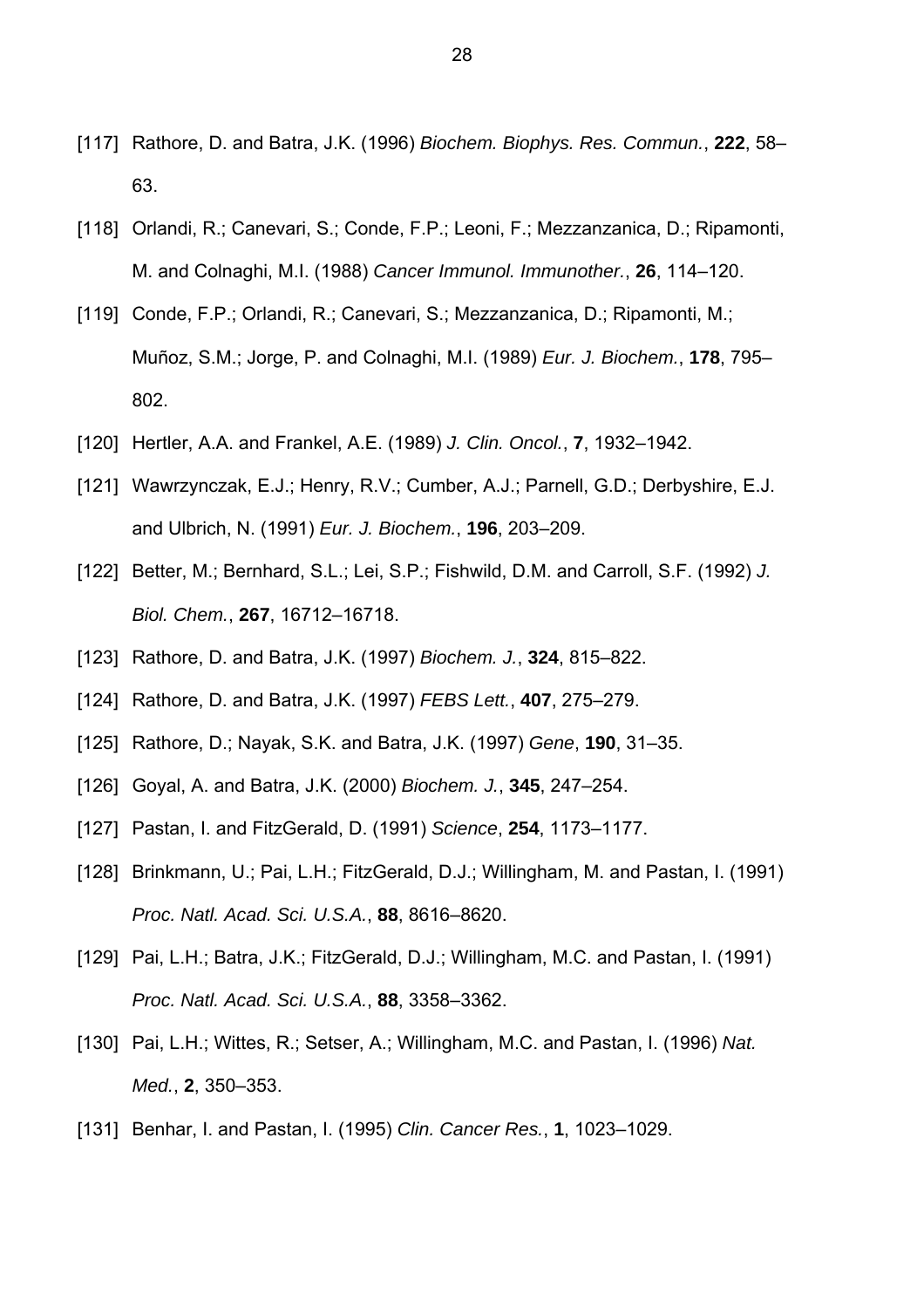[117] Rathore, D. and Batra, J.K. (1996) *Biochem. Biophys. Res. Commun.*, **222**, 58–63.

[118] Orlandi, R.; Canevari, S.; Conde, F.P.; Leoni, F.; Mezzanzanica, D.; Ripamonti, M. and Colnaghi, M.I. (1988) *Cancer Immunol. Immunother.*, **26**, 114–120.

[119] Conde, F.P.; Orlandi, R.; Canevari, S.; Mezzanzanica, D.; Ripamonti, M.; Muñoz, S.M.; Jorge, P. and Colnaghi, M.I. (1989) *Eur. J. Biochem.*, **178**, 795–802.

[120] Hertler, A.A. and Frankel, A.E. (1989) *J. Clin. Oncol.*, **7**, 1932–1942.

[121] Wawrzynczak, E.J.; Henry, R.V.; Cumber, A.J.; Parnell, G.D.; Derbyshire, E.J. and Ulbrich, N. (1991) *Eur. J. Biochem.*, **196**, 203–209.

[122] Better, M.; Bernhard, S.L.; Lei, S.P.; Fishwild, D.M. and Carroll, S.F. (1992) *J. Biol. Chem.*, **267**, 16712–16718.

[123] Rathore, D. and Batra, J.K. (1997) *Biochem. J.*, **324**, 815–822.

[124] Rathore, D. and Batra, J.K. (1997) *FEBS Lett.*, **407**, 275–279.

[125] Rathore, D.; Nayak, S.K. and Batra, J.K. (1997) *Gene*, **190**, 31–35.

[126] Goyal, A. and Batra, J.K. (2000) *Biochem. J.*, **345**, 247–254.

[127] Pastan, I. and FitzGerald, D. (1991) *Science*, **254**, 1173–1177.

[128] Brinkmann, U.; Pai, L.H.; FitzGerald, D.J.; Willingham, M. and Pastan, I. (1991) *Proc. Natl. Acad. Sci. U.S.A.*, **88**, 8616–8620.

[129] Pai, L.H.; Batra, J.K.; FitzGerald, D.J.; Willingham, M.C. and Pastan, I. (1991) *Proc. Natl. Acad. Sci. U.S.A.*, **88**, 3358–3362.

[130] Pai, L.H.; Wittes, R.; Setser, A.; Willingham, M.C. and Pastan, I. (1996) *Nat. Med.*, **2**, 350–353.

[131] Benhar, I. and Pastan, I. (1995) *Clin. Cancer Res.*, **1**, 1023–1029.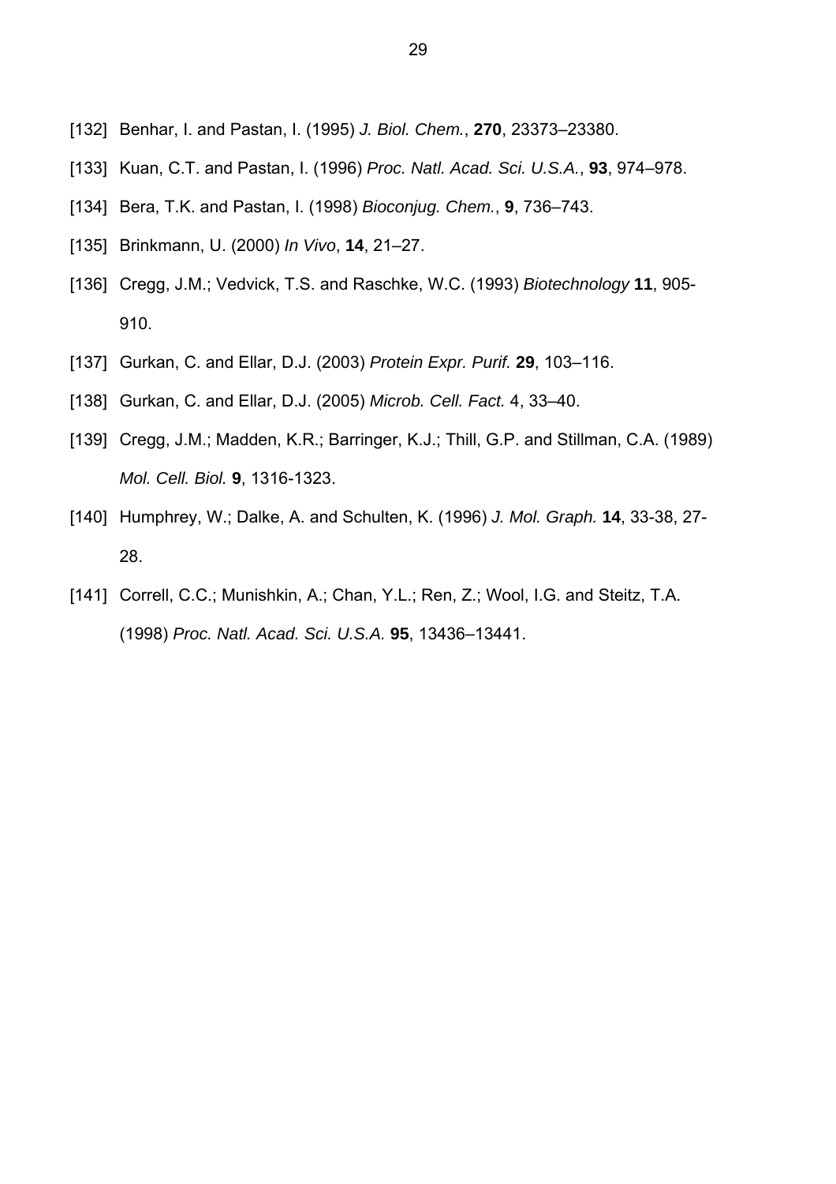[132] Benhar, I. and Pastan, I. (1995) *J. Biol. Chem.*, **270**, 23373–23380.

[133] Kuan, C.T. and Pastan, I. (1996) *Proc. Natl. Acad. Sci. U.S.A.*, **93**, 974–978.

[134] Bera, T.K. and Pastan, I. (1998) *Bioconjug. Chem.*, **9**, 736–743.

[135] Brinkmann, U. (2000) *In Vivo*, **14**, 21–27.

[136] Cregg, J.M.; Vedvick, T.S. and Raschke, W.C. (1993) *Biotechnology* **11**, 905-910.

[137] Gurkan, C. and Ellar, D.J. (2003) *Protein Expr. Purif.* **29**, 103–116.

[138] Gurkan, C. and Ellar, D.J. (2005) *Microb. Cell. Fact.* 4, 33–40.

[139] Cregg, J.M.; Madden, K.R.; Barringer, K.J.; Thill, G.P. and Stillman, C.A. (1989) *Mol. Cell. Biol.* **9**, 1316-1323.

[140] Humphrey, W.; Dalke, A. and Schulten, K. (1996) *J. Mol. Graph.* **14**, 33-38, 27-28.

[141] Correll, C.C.; Munishkin, A.; Chan, Y.L.; Ren, Z.; Wool, I.G. and Steitz, T.A. (1998) *Proc. Natl. Acad. Sci. U.S.A.* **95**, 13436–13441.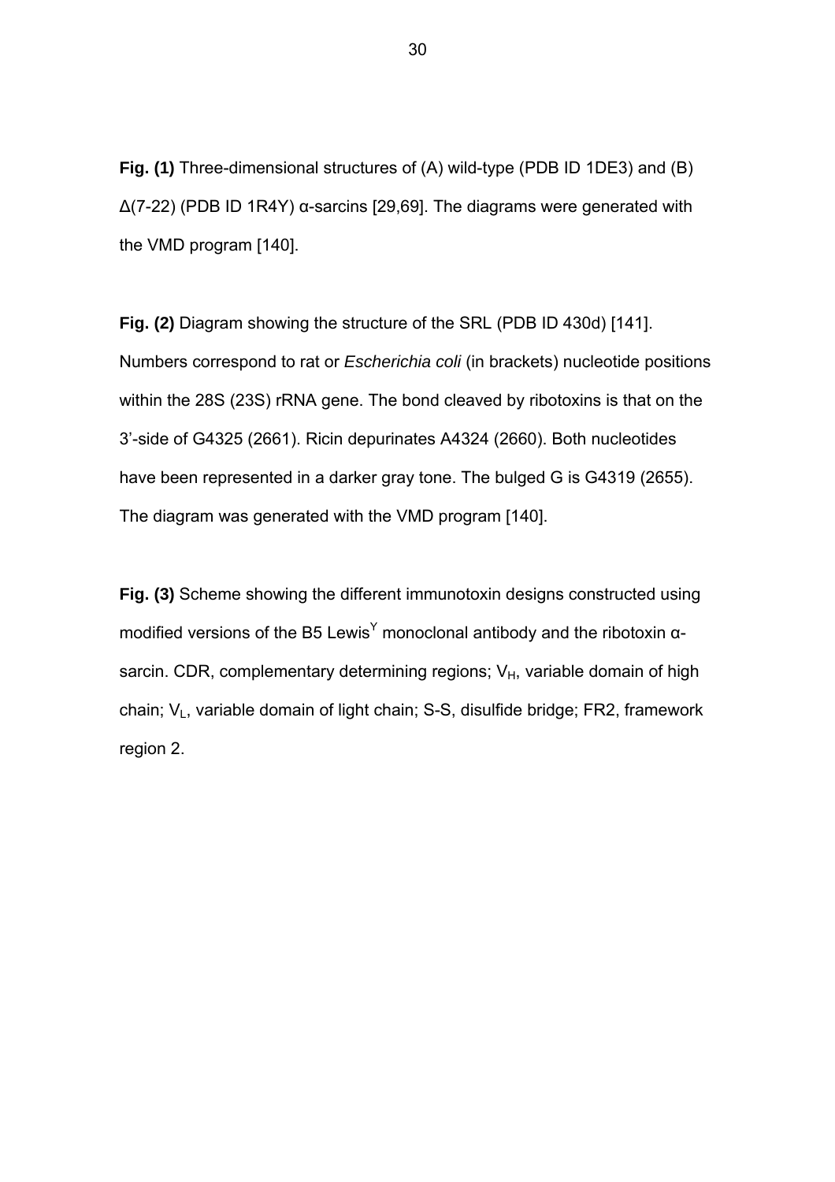**Fig. (1)** Three-dimensional structures of (A) wild-type (PDB ID 1DE3) and (B) Δ(7-22) (PDB ID 1R4Y) α-sarcins [29,69]. The diagrams were generated with the VMD program [140].

**Fig. (2)** Diagram showing the structure of the SRL (PDB ID 430d) [141]. Numbers correspond to rat or *Escherichia coli* (in brackets) nucleotide positions within the 28S (23S) rRNA gene. The bond cleaved by ribotoxins is that on the 3'-side of G4325 (2661). Ricin depurinates A4324 (2660). Both nucleotides have been represented in a darker gray tone. The bulged G is G4319 (2655). The diagram was generated with the VMD program [140].

**Fig. (3)** Scheme showing the different immunotoxin designs constructed using modified versions of the B5 Lewis$^{Y}$ monoclonal antibody and the ribotoxin α-sarcin. CDR, complementary determining regions; $V_H$, variable domain of high chain; $V_L$, variable domain of light chain; S-S, disulfide bridge; FR2, framework region 2.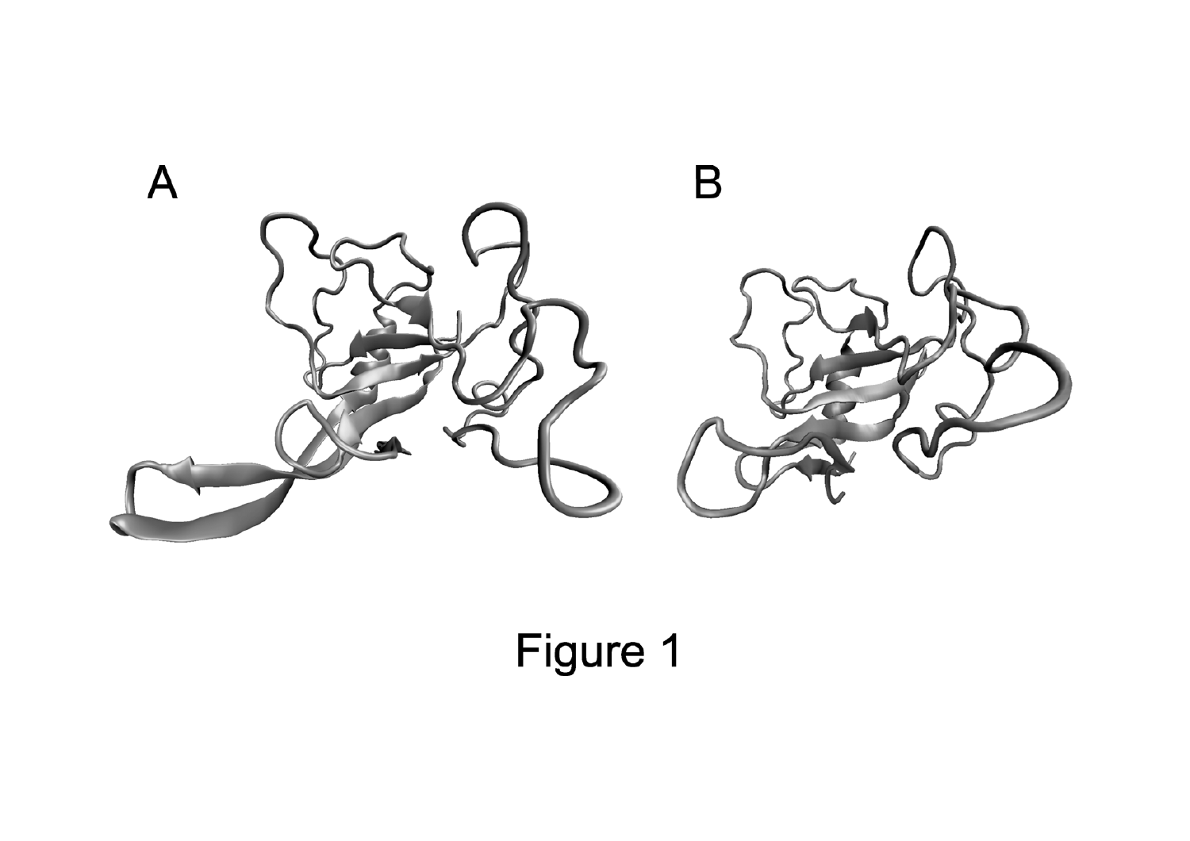A

B

Figure 1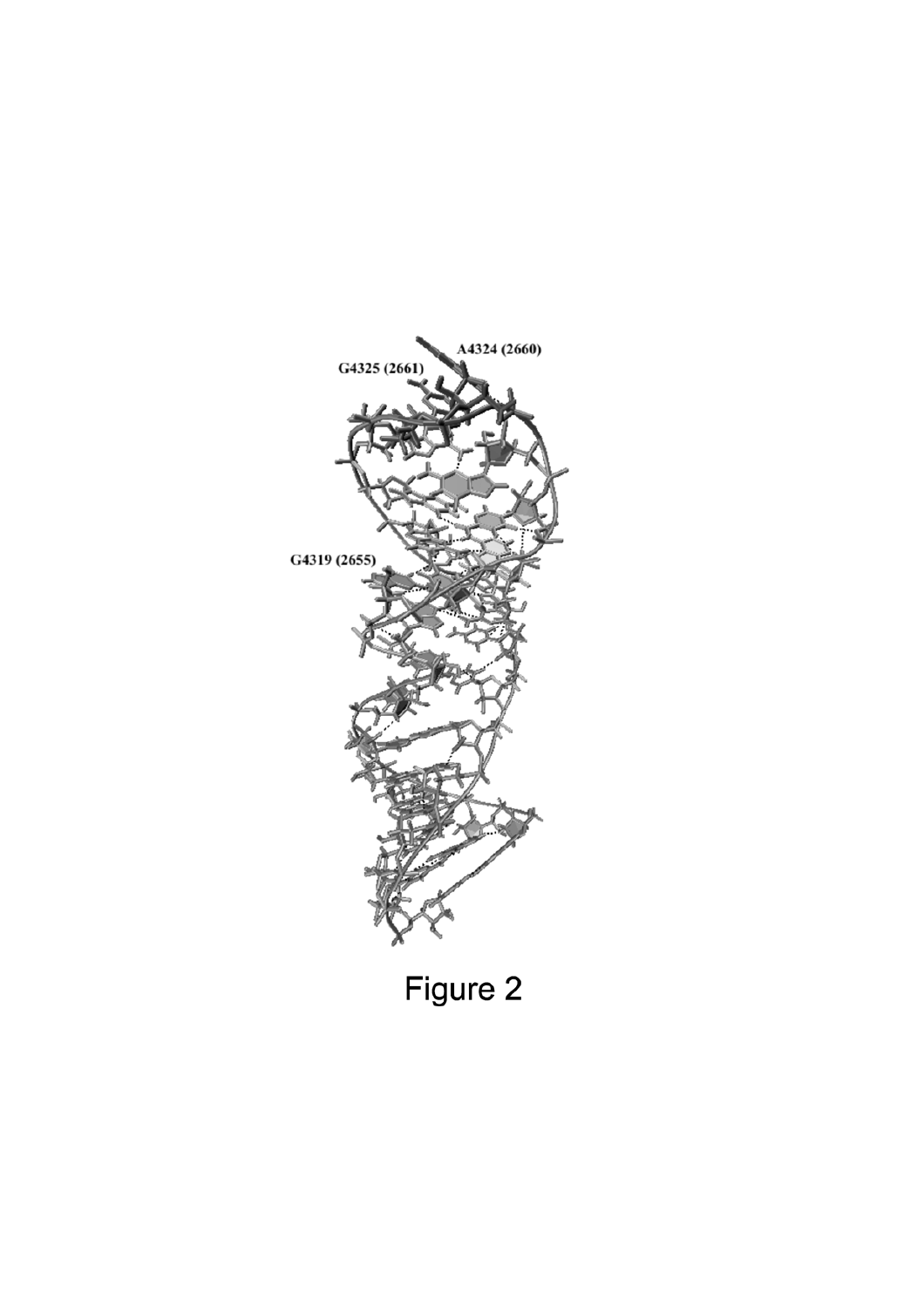A4324 (2660)

G4325 (2661)

G4319 (2655)

Figure 2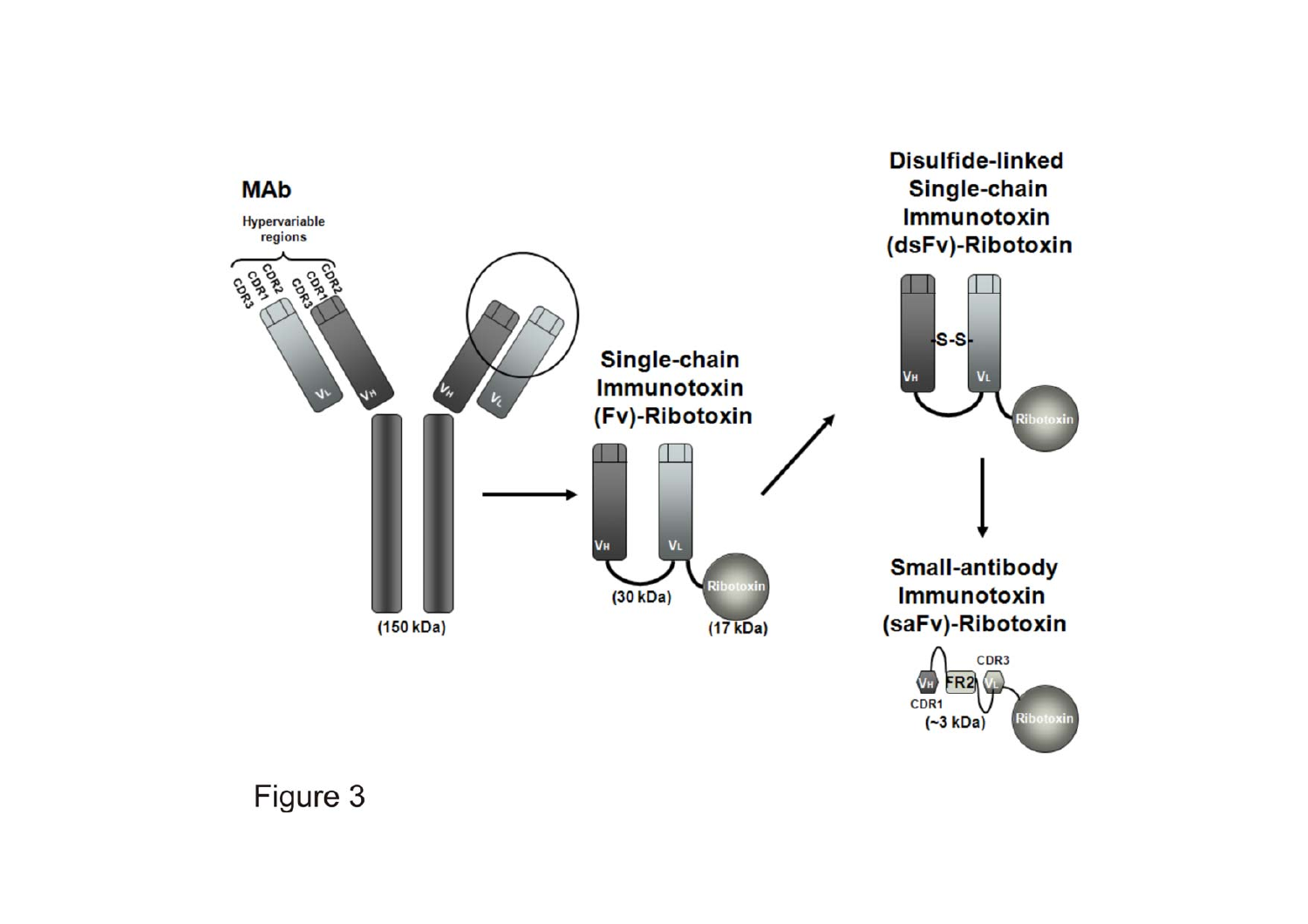MAb

Hypervariable regions

CDR3 CDR1 CDR2 CDR3 CDR1 CDR2

$V_L$ $V_H$ $V_H$ $V_L$

(150 kDa)

Single-chain Immunotoxin (Fv)-Ribotoxin

$V_H$ $V_L$ Ribotoxin

(30 kDa) (17 kDa)

Disulfide-linked Single-chain Immunotoxin (dsFv)-Ribotoxin

$V_H$ -S-S- $V_L$ Ribotoxin

Small-antibody Immunotoxin (saFv)-Ribotoxin

$V_H$ FR2 $V_L$ CDR3 CDR1 (~3 kDa) Ribotoxin

Figure 3